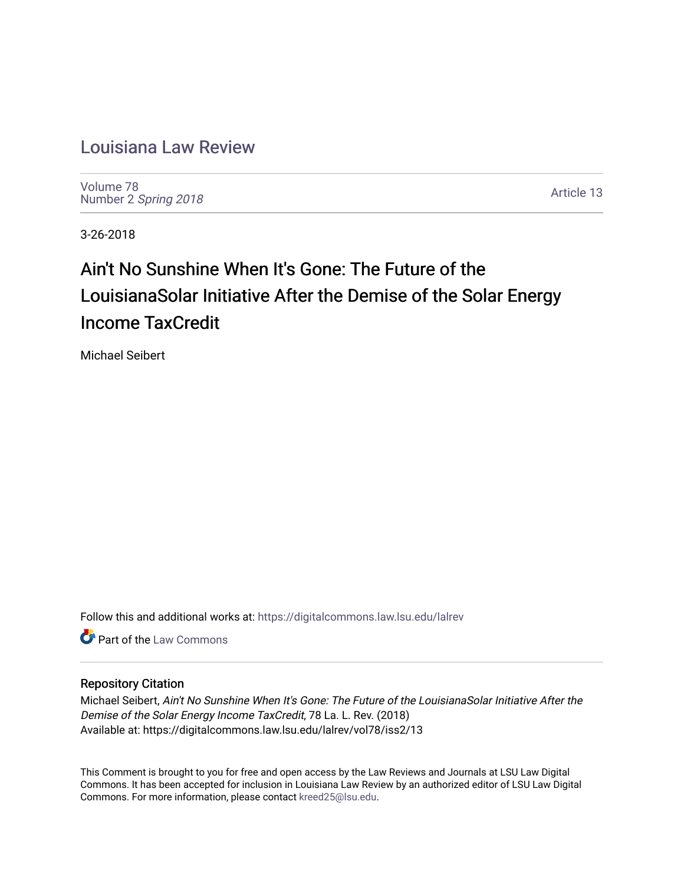# Louisiana Law Review

Volume 78
Number 2 *Spring 2018*

Article 13

3-26-2018

## Ain't No Sunshine When It's Gone: The Future of the LouisianaSolar Initiative After the Demise of the Solar Energy Income TaxCredit

Michael Seibert

Follow this and additional works at: https://digitalcommons.law.lsu.edu/lalrev

Part of the Law Commons

### Repository Citation

Michael Seibert, *Ain't No Sunshine When It's Gone: The Future of the LouisianaSolar Initiative After the Demise of the Solar Energy Income TaxCredit*, 78 La. L. Rev. (2018)
Available at: https://digitalcommons.law.lsu.edu/lalrev/vol78/iss2/13

This Comment is brought to you for free and open access by the Law Reviews and Journals at LSU Law Digital Commons. It has been accepted for inclusion in Louisiana Law Review by an authorized editor of LSU Law Digital Commons. For more information, please contact kreed25@lsu.edu.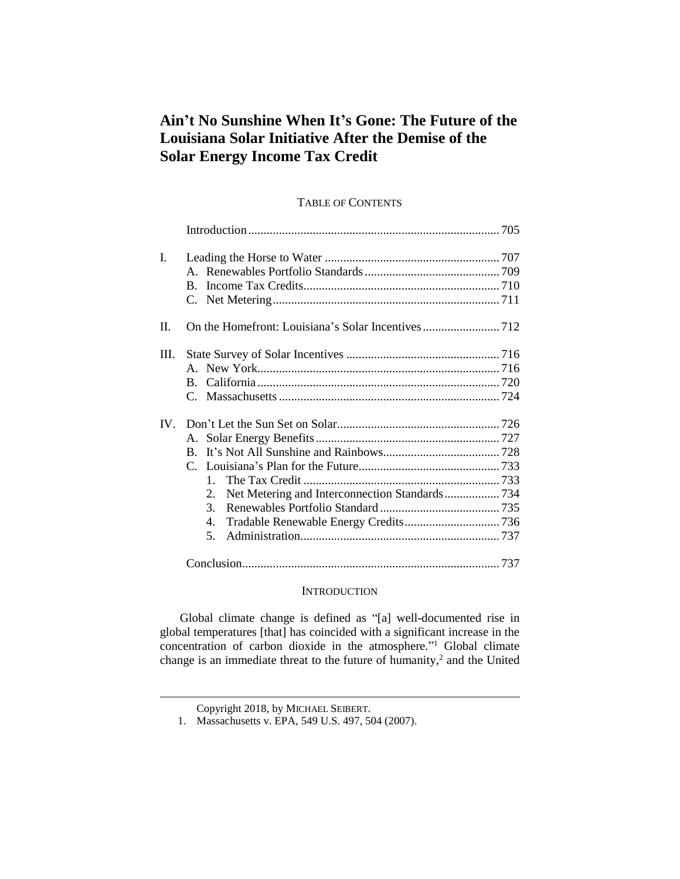# Ain't No Sunshine When It's Gone: The Future of the Louisiana Solar Initiative After the Demise of the Solar Energy Income Tax Credit

TABLE OF CONTENTS

| | | |
|---|---|---|
| | Introduction | 705 |
| I. | Leading the Horse to Water | 707 |
| | A. Renewables Portfolio Standards | 709 |
| | B. Income Tax Credits | 710 |
| | C. Net Metering | 711 |
| II. | On the Homefront: Louisiana's Solar Incentives | 712 |
| III. | State Survey of Solar Incentives | 716 |
| | A. New York | 716 |
| | B. California | 720 |
| | C. Massachusetts | 724 |
| IV. | Don't Let the Sun Set on Solar | 726 |
| | A. Solar Energy Benefits | 727 |
| | B. It's Not All Sunshine and Rainbows | 728 |
| | C. Louisiana's Plan for the Future | 733 |
| | 1. The Tax Credit | 733 |
| | 2. Net Metering and Interconnection Standards | 734 |
| | 3. Renewables Portfolio Standard | 735 |
| | 4. Tradable Renewable Energy Credits | 736 |
| | 5. Administration | 737 |
| | Conclusion | 737 |

## INTRODUCTION

Global climate change is defined as "[a] well-documented rise in global temperatures [that] has coincided with a significant increase in the concentration of carbon dioxide in the atmosphere."[1] Global climate change is an immediate threat to the future of humanity,[2] and the United

---

Copyright 2018, by MICHAEL SEIBERT.

1. Massachusetts v. EPA, 549 U.S. 497, 504 (2007).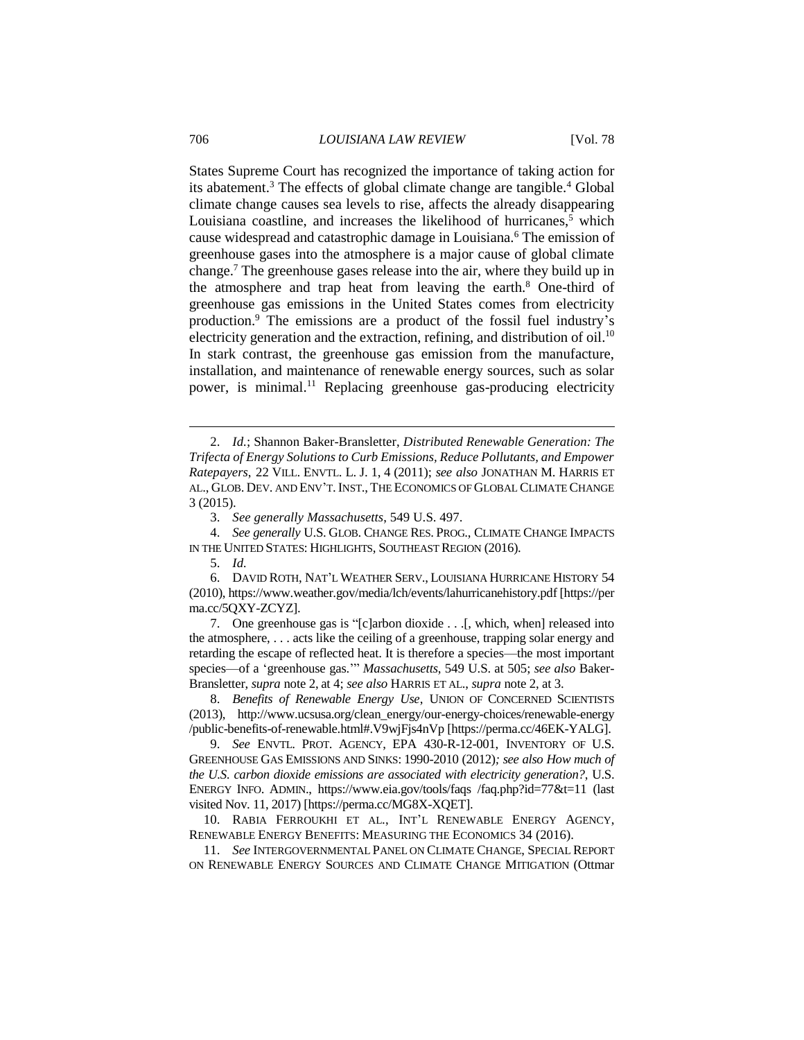States Supreme Court has recognized the importance of taking action for its abatement.[3] The effects of global climate change are tangible.[4] Global climate change causes sea levels to rise, affects the already disappearing Louisiana coastline, and increases the likelihood of hurricanes,[5] which cause widespread and catastrophic damage in Louisiana.[6] The emission of greenhouse gases into the atmosphere is a major cause of global climate change.[7] The greenhouse gases release into the air, where they build up in the atmosphere and trap heat from leaving the earth.[8] One-third of greenhouse gas emissions in the United States comes from electricity production.[9] The emissions are a product of the fossil fuel industry's electricity generation and the extraction, refining, and distribution of oil.[10] In stark contrast, the greenhouse gas emission from the manufacture, installation, and maintenance of renewable energy sources, such as solar power, is minimal.[11] Replacing greenhouse gas-producing electricity

---

2. *Id.*; Shannon Baker-Bransletter, *Distributed Renewable Generation: The Trifecta of Energy Solutions to Curb Emissions, Reduce Pollutants, and Empower Ratepayers*, 22 VILL. ENVTL. L. J. 1, 4 (2011); *see also* JONATHAN M. HARRIS ET AL., GLOB. DEV. AND ENV'T. INST., THE ECONOMICS OF GLOBAL CLIMATE CHANGE 3 (2015).

3. *See generally Massachusetts*, 549 U.S. 497.

4. *See generally* U.S. GLOB. CHANGE RES. PROG., CLIMATE CHANGE IMPACTS IN THE UNITED STATES: HIGHLIGHTS, SOUTHEAST REGION (2016).

5. *Id.*

6. DAVID ROTH, NAT'L WEATHER SERV., LOUISIANA HURRICANE HISTORY 54 (2010), https://www.weather.gov/media/lch/events/lahurricanehistory.pdf [https://perma.cc/5QXY-ZCYZ].

7. One greenhouse gas is "[c]arbon dioxide . . .[, which, when] released into the atmosphere, . . . acts like the ceiling of a greenhouse, trapping solar energy and retarding the escape of reflected heat. It is therefore a species—the most important species—of a 'greenhouse gas.'" *Massachusetts*, 549 U.S. at 505; *see also* Baker-Bransletter, *supra* note 2, at 4; *see also* HARRIS ET AL., *supra* note 2, at 3.

8. *Benefits of Renewable Energy Use*, UNION OF CONCERNED SCIENTISTS (2013), http://www.ucsusa.org/clean_energy/our-energy-choices/renewable-energy/public-benefits-of-renewable.html#.V9wjFjs4nVp [https://perma.cc/46EK-YALG].

9. *See* ENVTL. PROT. AGENCY, EPA 430-R-12-001, INVENTORY OF U.S. GREENHOUSE GAS EMISSIONS AND SINKS: 1990-2010 (2012)*; see also How much of the U.S. carbon dioxide emissions are associated with electricity generation?*, U.S. ENERGY INFO. ADMIN., https://www.eia.gov/tools/faqs /faq.php?id=77&t=11 (last visited Nov. 11, 2017) [https://perma.cc/MG8X-XQET].

10. RABIA FERROUKHI ET AL., INT'L RENEWABLE ENERGY AGENCY, RENEWABLE ENERGY BENEFITS: MEASURING THE ECONOMICS 34 (2016).

11. *See* INTERGOVERNMENTAL PANEL ON CLIMATE CHANGE, SPECIAL REPORT ON RENEWABLE ENERGY SOURCES AND CLIMATE CHANGE MITIGATION (Ottmar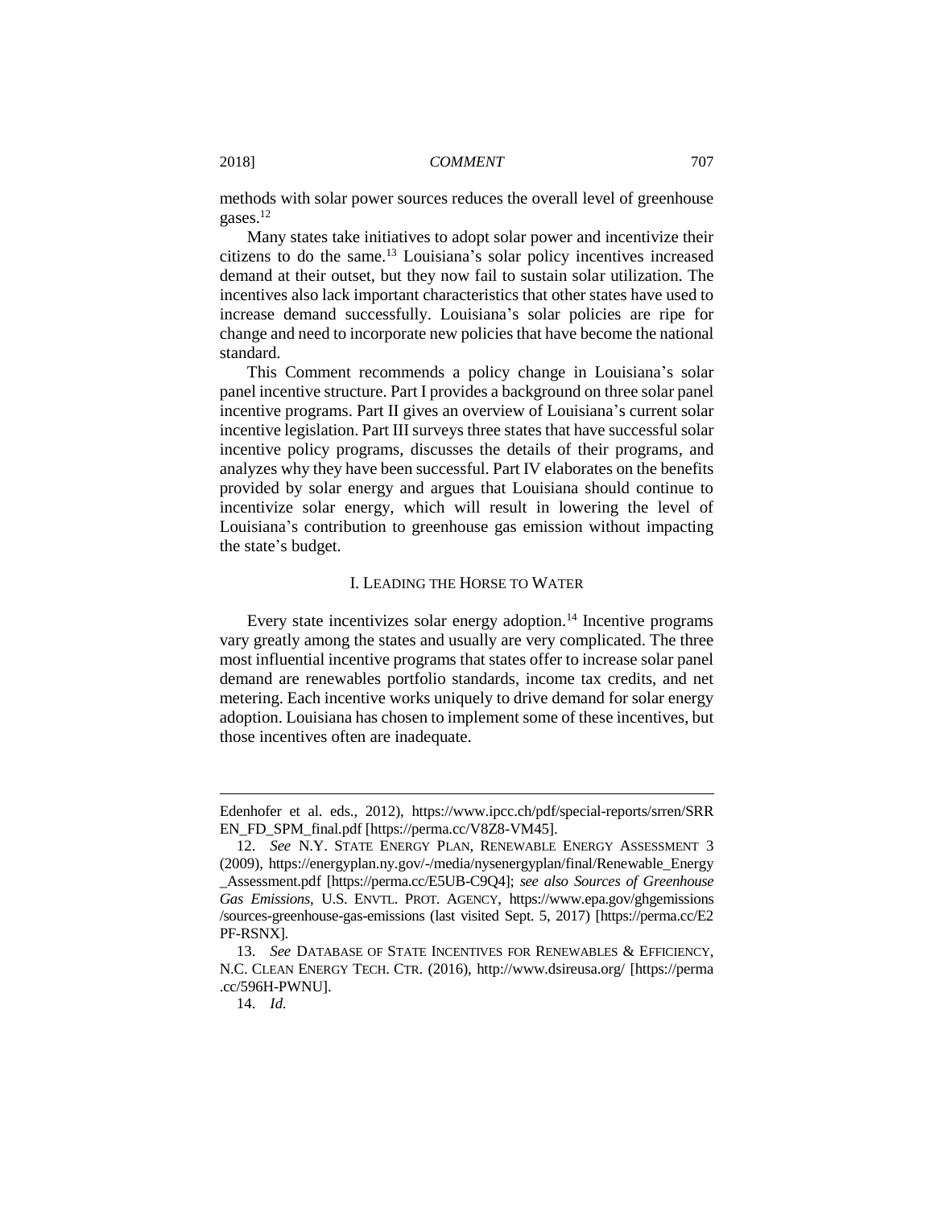methods with solar power sources reduces the overall level of greenhouse gases.[12]

Many states take initiatives to adopt solar power and incentivize their citizens to do the same.[13] Louisiana's solar policy incentives increased demand at their outset, but they now fail to sustain solar utilization. The incentives also lack important characteristics that other states have used to increase demand successfully. Louisiana's solar policies are ripe for change and need to incorporate new policies that have become the national standard.

This Comment recommends a policy change in Louisiana's solar panel incentive structure. Part I provides a background on three solar panel incentive programs. Part II gives an overview of Louisiana's current solar incentive legislation. Part III surveys three states that have successful solar incentive policy programs, discusses the details of their programs, and analyzes why they have been successful. Part IV elaborates on the benefits provided by solar energy and argues that Louisiana should continue to incentivize solar energy, which will result in lowering the level of Louisiana's contribution to greenhouse gas emission without impacting the state's budget.

## I. LEADING THE HORSE TO WATER

Every state incentivizes solar energy adoption.[14] Incentive programs vary greatly among the states and usually are very complicated. The three most influential incentive programs that states offer to increase solar panel demand are renewables portfolio standards, income tax credits, and net metering. Each incentive works uniquely to drive demand for solar energy adoption. Louisiana has chosen to implement some of these incentives, but those incentives often are inadequate.

---

Edenhofer et al. eds., 2012), https://www.ipcc.ch/pdf/special-reports/srren/SRREN_FD_SPM_final.pdf [https://perma.cc/V8Z8-VM45].

12. *See* N.Y. STATE ENERGY PLAN, RENEWABLE ENERGY ASSESSMENT 3 (2009), https://energyplan.ny.gov/-/media/nysenergyplan/final/Renewable_Energy_Assessment.pdf [https://perma.cc/E5UB-C9Q4]; *see also Sources of Greenhouse Gas Emissions*, U.S. ENVTL. PROT. AGENCY, https://www.epa.gov/ghgemissions/sources-greenhouse-gas-emissions (last visited Sept. 5, 2017) [https://perma.cc/E2PF-RSNX].

13. *See* DATABASE OF STATE INCENTIVES FOR RENEWABLES & EFFICIENCY, N.C. CLEAN ENERGY TECH. CTR. (2016), http://www.dsireusa.org/ [https://perma.cc/596H-PWNU].

14. *Id.*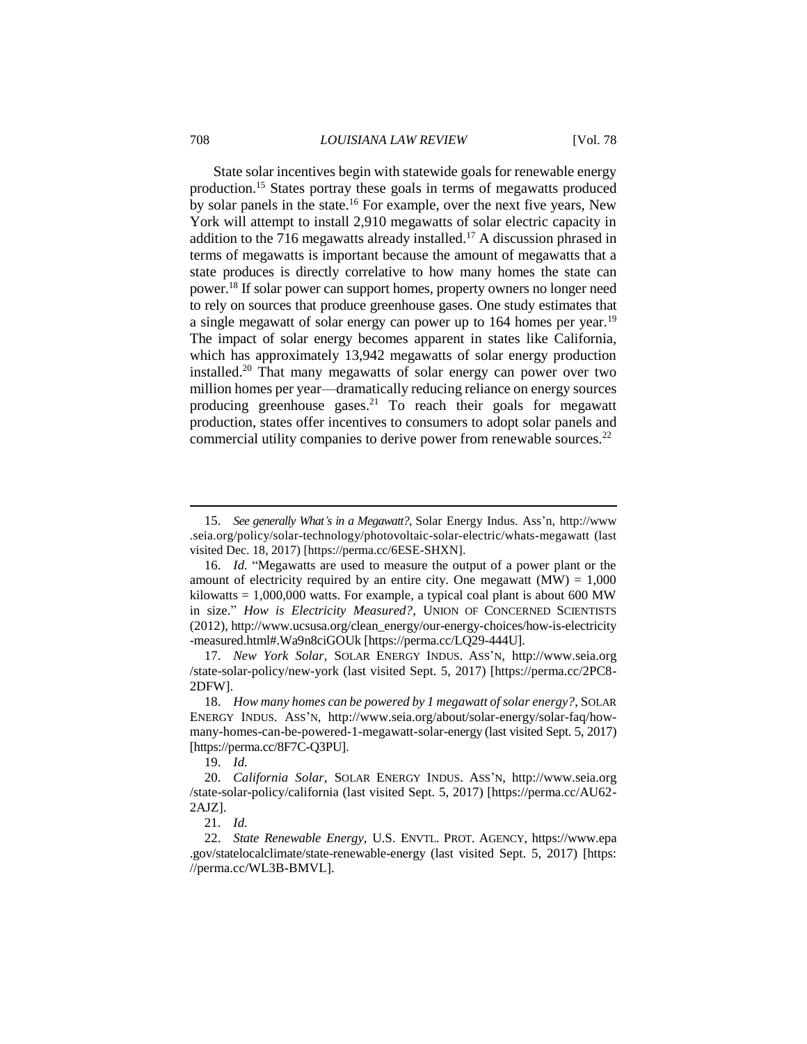State solar incentives begin with statewide goals for renewable energy production.[15] States portray these goals in terms of megawatts produced by solar panels in the state.[16] For example, over the next five years, New York will attempt to install 2,910 megawatts of solar electric capacity in addition to the 716 megawatts already installed.[17] A discussion phrased in terms of megawatts is important because the amount of megawatts that a state produces is directly correlative to how many homes the state can power.[18] If solar power can support homes, property owners no longer need to rely on sources that produce greenhouse gases. One study estimates that a single megawatt of solar energy can power up to 164 homes per year.[19] The impact of solar energy becomes apparent in states like California, which has approximately 13,942 megawatts of solar energy production installed.[20] That many megawatts of solar energy can power over two million homes per year—dramatically reducing reliance on energy sources producing greenhouse gases.[21] To reach their goals for megawatt production, states offer incentives to consumers to adopt solar panels and commercial utility companies to derive power from renewable sources.[22]

---

15. *See generally What's in a Megawatt?*, Solar Energy Indus. Ass'n, http://www.seia.org/policy/solar-technology/photovoltaic-solar-electric/whats-megawatt (last visited Dec. 18, 2017) [https://perma.cc/6ESE-SHXN].

16. *Id.* "Megawatts are used to measure the output of a power plant or the amount of electricity required by an entire city. One megawatt (MW) = 1,000 kilowatts = 1,000,000 watts. For example, a typical coal plant is about 600 MW in size." *How is Electricity Measured?*, UNION OF CONCERNED SCIENTISTS (2012), http://www.ucsusa.org/clean_energy/our-energy-choices/how-is-electricity-measured.html#.Wa9n8ciGOUk [https://perma.cc/LQ29-444U].

17. *New York Solar*, SOLAR ENERGY INDUS. ASS'N, http://www.seia.org/state-solar-policy/new-york (last visited Sept. 5, 2017) [https://perma.cc/2PC8-2DFW].

18. *How many homes can be powered by 1 megawatt of solar energy?*, SOLAR ENERGY INDUS. ASS'N, http://www.seia.org/about/solar-energy/solar-faq/how-many-homes-can-be-powered-1-megawatt-solar-energy (last visited Sept. 5, 2017) [https://perma.cc/8F7C-Q3PU].

19. *Id.*

20. *California Solar*, SOLAR ENERGY INDUS. ASS'N, http://www.seia.org/state-solar-policy/california (last visited Sept. 5, 2017) [https://perma.cc/AU62-2AJZ].

21. *Id.*

22. *State Renewable Energy*, U.S. ENVTL. PROT. AGENCY, https://www.epa.gov/statelocalclimate/state-renewable-energy (last visited Sept. 5, 2017) [https://perma.cc/WL3B-BMVL].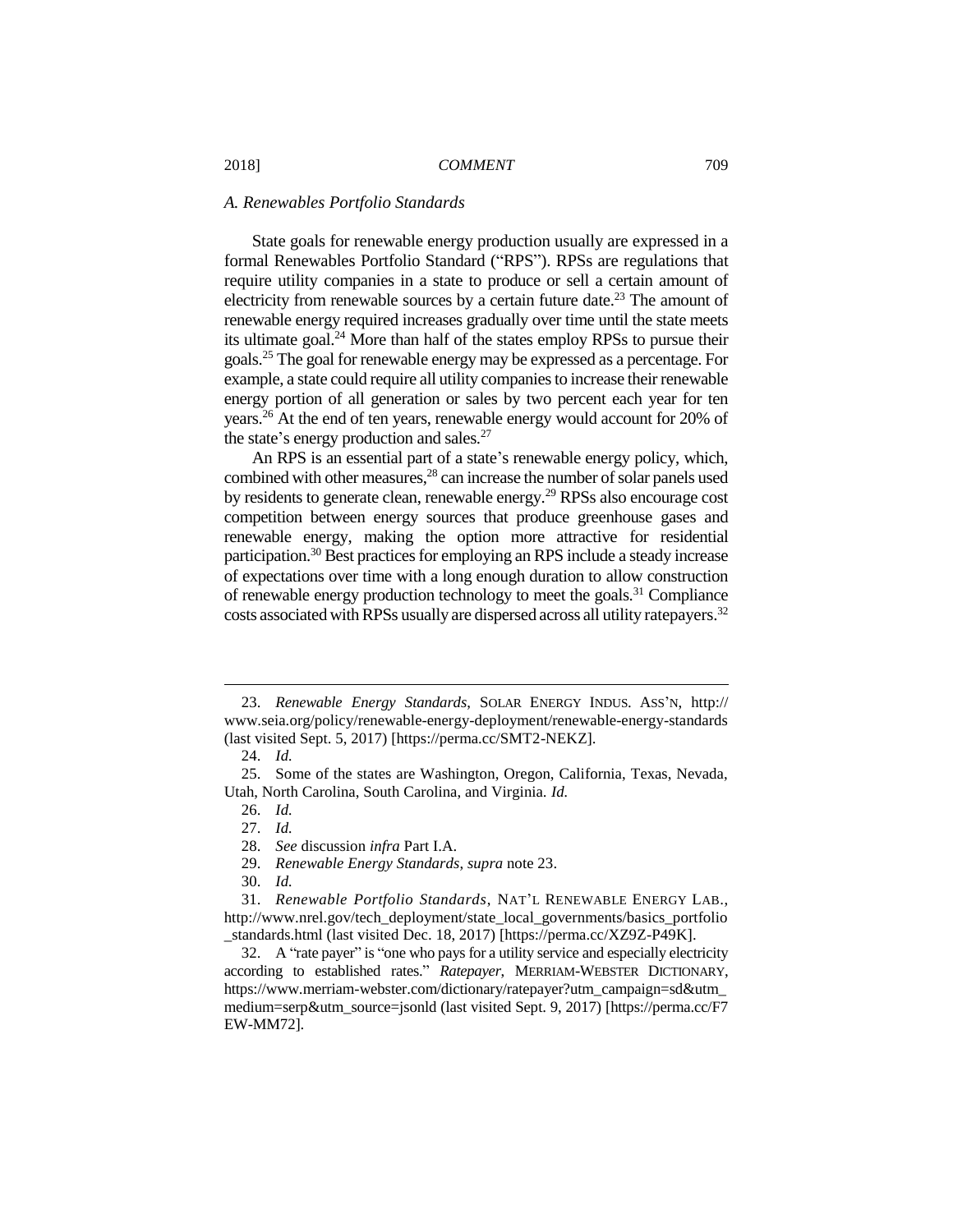### *A. Renewables Portfolio Standards*

State goals for renewable energy production usually are expressed in a formal Renewables Portfolio Standard ("RPS"). RPSs are regulations that require utility companies in a state to produce or sell a certain amount of electricity from renewable sources by a certain future date.[23] The amount of renewable energy required increases gradually over time until the state meets its ultimate goal.[24] More than half of the states employ RPSs to pursue their goals.[25] The goal for renewable energy may be expressed as a percentage. For example, a state could require all utility companies to increase their renewable energy portion of all generation or sales by two percent each year for ten years.[26] At the end of ten years, renewable energy would account for 20% of the state's energy production and sales.[27]

An RPS is an essential part of a state's renewable energy policy, which, combined with other measures,[28] can increase the number of solar panels used by residents to generate clean, renewable energy.[29] RPSs also encourage cost competition between energy sources that produce greenhouse gases and renewable energy, making the option more attractive for residential participation.[30] Best practices for employing an RPS include a steady increase of expectations over time with a long enough duration to allow construction of renewable energy production technology to meet the goals.[31] Compliance costs associated with RPSs usually are dispersed across all utility ratepayers.[32]

---

23. *Renewable Energy Standards*, SOLAR ENERGY INDUS. ASS'N, http://www.seia.org/policy/renewable-energy-deployment/renewable-energy-standards (last visited Sept. 5, 2017) [https://perma.cc/SMT2-NEKZ].

24. *Id.*

25. Some of the states are Washington, Oregon, California, Texas, Nevada, Utah, North Carolina, South Carolina, and Virginia. *Id.*

26. *Id.*

27. *Id.*

28. *See* discussion *infra* Part I.A.

29. *Renewable Energy Standards*, *supra* note 23.

30. *Id.*

31. *Renewable Portfolio Standards*, NAT'L RENEWABLE ENERGY LAB., http://www.nrel.gov/tech_deployment/state_local_governments/basics_portfolio_standards.html (last visited Dec. 18, 2017) [https://perma.cc/XZ9Z-P49K].

32. A "rate payer" is "one who pays for a utility service and especially electricity according to established rates." *Ratepayer*, MERRIAM-WEBSTER DICTIONARY, https://www.merriam-webster.com/dictionary/ratepayer?utm_campaign=sd&utm_medium=serp&utm_source=jsonld (last visited Sept. 9, 2017) [https://perma.cc/F7EW-MM72].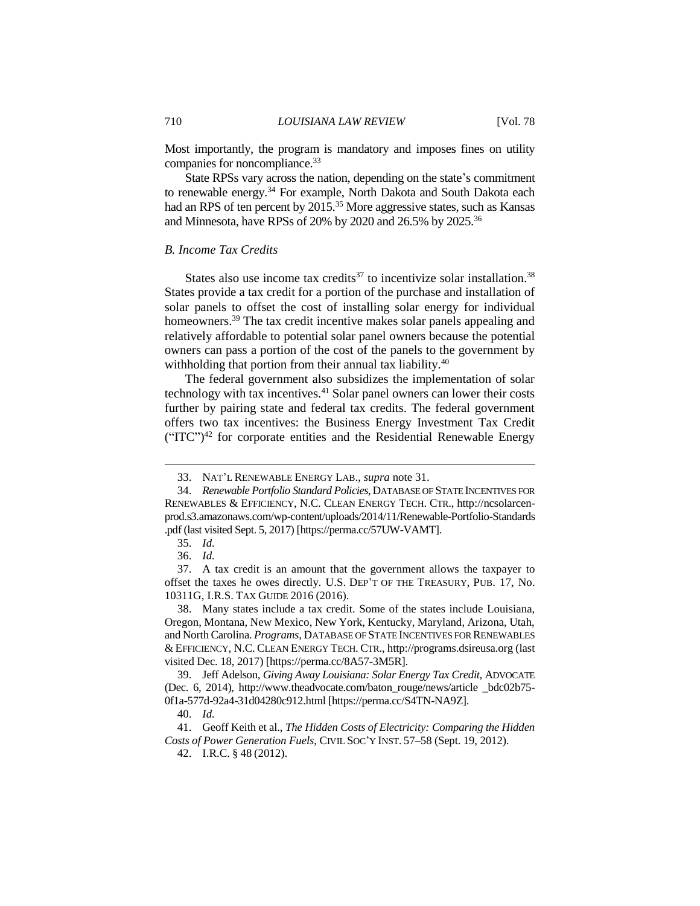Most importantly, the program is mandatory and imposes fines on utility companies for noncompliance.[33]

State RPSs vary across the nation, depending on the state's commitment to renewable energy.[34] For example, North Dakota and South Dakota each had an RPS of ten percent by 2015.[35] More aggressive states, such as Kansas and Minnesota, have RPSs of 20% by 2020 and 26.5% by 2025.[36]

### *B. Income Tax Credits*

States also use income tax credits[37] to incentivize solar installation.[38] States provide a tax credit for a portion of the purchase and installation of solar panels to offset the cost of installing solar energy for individual homeowners.[39] The tax credit incentive makes solar panels appealing and relatively affordable to potential solar panel owners because the potential owners can pass a portion of the cost of the panels to the government by withholding that portion from their annual tax liability.[40]

The federal government also subsidizes the implementation of solar technology with tax incentives.[41] Solar panel owners can lower their costs further by pairing state and federal tax credits. The federal government offers two tax incentives: the Business Energy Investment Tax Credit ("ITC")[42] for corporate entities and the Residential Renewable Energy

---

33. NAT'L RENEWABLE ENERGY LAB., *supra* note 31.

34. *Renewable Portfolio Standard Policies*, DATABASE OF STATE INCENTIVES FOR RENEWABLES & EFFICIENCY, N.C. CLEAN ENERGY TECH. CTR., http://ncsolarcen-prod.s3.amazonaws.com/wp-content/uploads/2014/11/Renewable-Portfolio-Standards.pdf (last visited Sept. 5, 2017) [https://perma.cc/57UW-VAMT].

35. *Id.*

36. *Id.*

37. A tax credit is an amount that the government allows the taxpayer to offset the taxes he owes directly. U.S. DEP'T OF THE TREASURY, PUB. 17, No. 10311G, I.R.S. TAX GUIDE 2016 (2016).

38. Many states include a tax credit. Some of the states include Louisiana, Oregon, Montana, New Mexico, New York, Kentucky, Maryland, Arizona, Utah, and North Carolina. *Programs*, DATABASE OF STATE INCENTIVES FOR RENEWABLES & EFFICIENCY, N.C. CLEAN ENERGY TECH. CTR., http://programs.dsireusa.org (last visited Dec. 18, 2017) [https://perma.cc/8A57-3M5R].

39. Jeff Adelson, *Giving Away Louisiana: Solar Energy Tax Credit*, ADVOCATE (Dec. 6, 2014), http://www.theadvocate.com/baton_rouge/news/article _bdc02b75-0f1a-577d-92a4-31d04280c912.html [https://perma.cc/S4TN-NA9Z].

40. *Id.*

41. Geoff Keith et al., *The Hidden Costs of Electricity: Comparing the Hidden Costs of Power Generation Fuels*, CIVIL SOC'Y INST. 57–58 (Sept. 19, 2012).

42. I.R.C. § 48 (2012).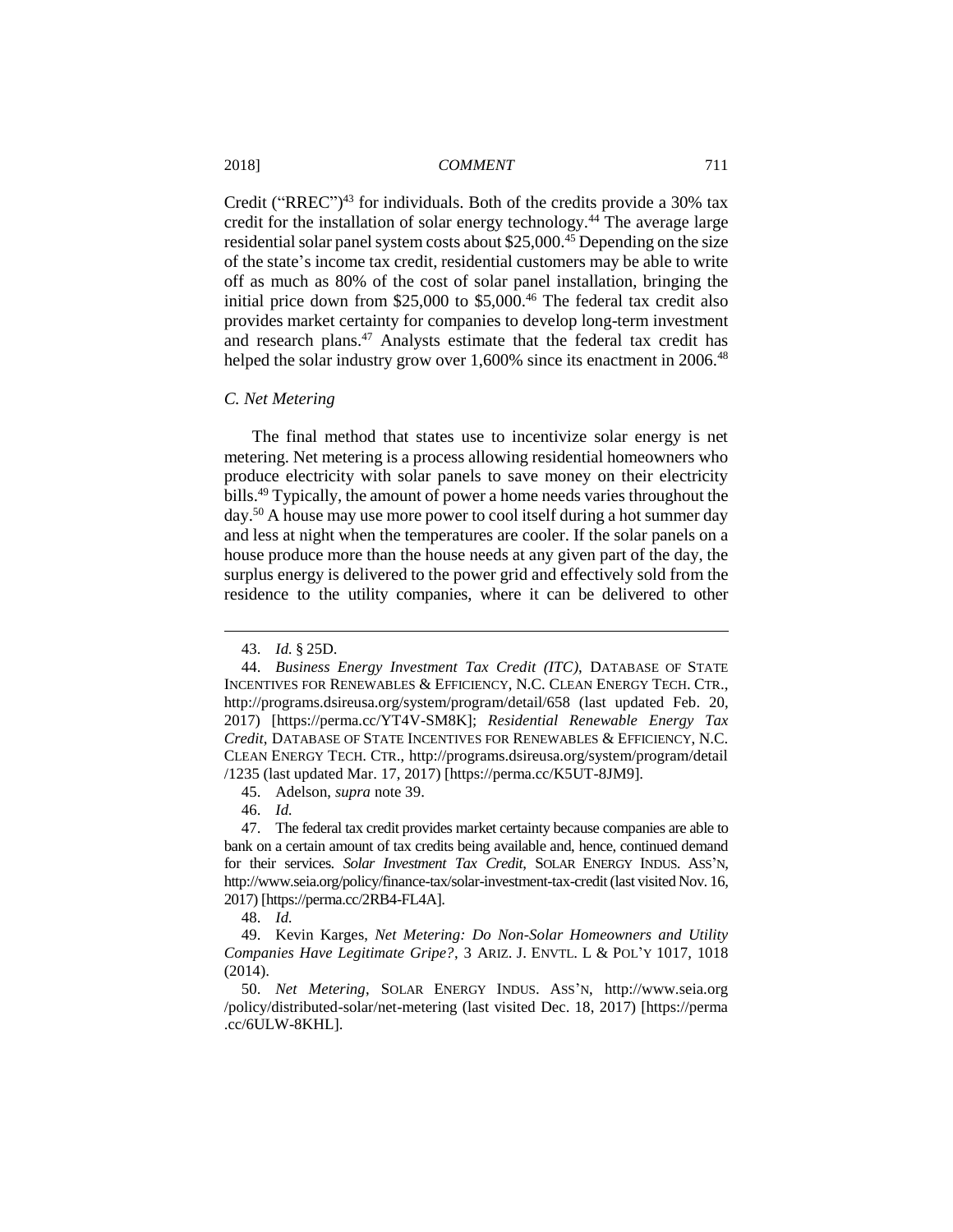Credit ("RREC")[43] for individuals. Both of the credits provide a 30% tax credit for the installation of solar energy technology.[44] The average large residential solar panel system costs about $25,000.[45] Depending on the size of the state's income tax credit, residential customers may be able to write off as much as 80% of the cost of solar panel installation, bringing the initial price down from $25,000 to $5,000.[46] The federal tax credit also provides market certainty for companies to develop long-term investment and research plans.[47] Analysts estimate that the federal tax credit has helped the solar industry grow over 1,600% since its enactment in 2006.[48]

### C. Net Metering

The final method that states use to incentivize solar energy is net metering. Net metering is a process allowing residential homeowners who produce electricity with solar panels to save money on their electricity bills.[49] Typically, the amount of power a home needs varies throughout the day.[50] A house may use more power to cool itself during a hot summer day and less at night when the temperatures are cooler. If the solar panels on a house produce more than the house needs at any given part of the day, the surplus energy is delivered to the power grid and effectively sold from the residence to the utility companies, where it can be delivered to other

---

43. *Id.* § 25D.

44. *Business Energy Investment Tax Credit (ITC)*, DATABASE OF STATE INCENTIVES FOR RENEWABLES & EFFICIENCY, N.C. CLEAN ENERGY TECH. CTR., http://programs.dsireusa.org/system/program/detail/658 (last updated Feb. 20, 2017) [https://perma.cc/YT4V-SM8K]; *Residential Renewable Energy Tax Credit*, DATABASE OF STATE INCENTIVES FOR RENEWABLES & EFFICIENCY, N.C. CLEAN ENERGY TECH. CTR., http://programs.dsireusa.org/system/program/detail/1235 (last updated Mar. 17, 2017) [https://perma.cc/K5UT-8JM9].

45. Adelson, *supra* note 39.

46. *Id.*

47. The federal tax credit provides market certainty because companies are able to bank on a certain amount of tax credits being available and, hence, continued demand for their services. *Solar Investment Tax Credit*, SOLAR ENERGY INDUS. ASS'N, http://www.seia.org/policy/finance-tax/solar-investment-tax-credit (last visited Nov. 16, 2017) [https://perma.cc/2RB4-FL4A].

48. *Id.*

49. Kevin Karges, *Net Metering: Do Non-Solar Homeowners and Utility Companies Have Legitimate Gripe?*, 3 ARIZ. J. ENVTL. L & POL'Y 1017, 1018 (2014).

50. *Net Metering*, SOLAR ENERGY INDUS. ASS'N, http://www.seia.org/policy/distributed-solar/net-metering (last visited Dec. 18, 2017) [https://perma.cc/6ULW-8KHL].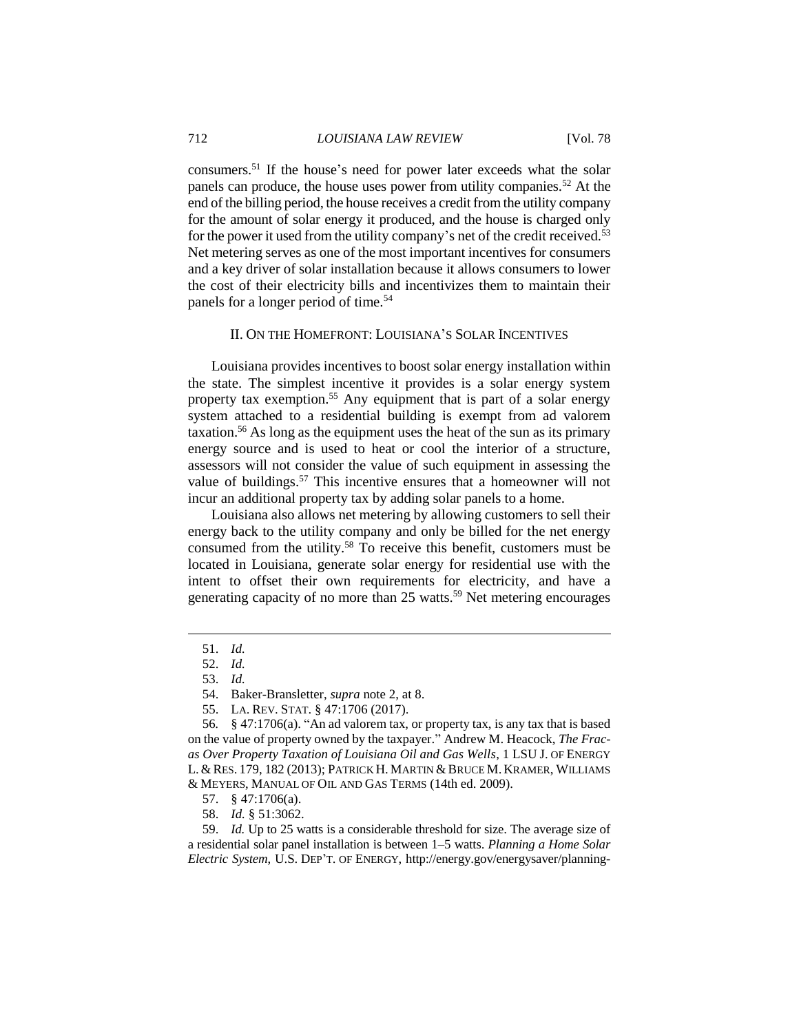consumers.[51] If the house's need for power later exceeds what the solar panels can produce, the house uses power from utility companies.[52] At the end of the billing period, the house receives a credit from the utility company for the amount of solar energy it produced, and the house is charged only for the power it used from the utility company's net of the credit received.[53] Net metering serves as one of the most important incentives for consumers and a key driver of solar installation because it allows consumers to lower the cost of their electricity bills and incentivizes them to maintain their panels for a longer period of time.[54]

## II. On the Homefront: Louisiana's Solar Incentives

Louisiana provides incentives to boost solar energy installation within the state. The simplest incentive it provides is a solar energy system property tax exemption.[55] Any equipment that is part of a solar energy system attached to a residential building is exempt from ad valorem taxation.[56] As long as the equipment uses the heat of the sun as its primary energy source and is used to heat or cool the interior of a structure, assessors will not consider the value of such equipment in assessing the value of buildings.[57] This incentive ensures that a homeowner will not incur an additional property tax by adding solar panels to a home.

Louisiana also allows net metering by allowing customers to sell their energy back to the utility company and only be billed for the net energy consumed from the utility.[58] To receive this benefit, customers must be located in Louisiana, generate solar energy for residential use with the intent to offset their own requirements for electricity, and have a generating capacity of no more than 25 watts.[59] Net metering encourages

---

51. *Id.*

52. *Id.*

53. *Id.*

54. Baker-Bransletter, *supra* note 2, at 8.

55. LA. REV. STAT. § 47:1706 (2017).

56. § 47:1706(a). "An ad valorem tax, or property tax, is any tax that is based on the value of property owned by the taxpayer." Andrew M. Heacock, *The Frac-as Over Property Taxation of Louisiana Oil and Gas Wells*, 1 LSU J. OF ENERGY L. & RES. 179, 182 (2013); PATRICK H. MARTIN & BRUCE M. KRAMER, WILLIAMS & MEYERS, MANUAL OF OIL AND GAS TERMS (14th ed. 2009).

57. § 47:1706(a).

58. *Id.* § 51:3062.

59. *Id.* Up to 25 watts is a considerable threshold for size. The average size of a residential solar panel installation is between 1–5 watts. *Planning a Home Solar Electric System*, U.S. DEP'T. OF ENERGY, http://energy.gov/energysaver/planning-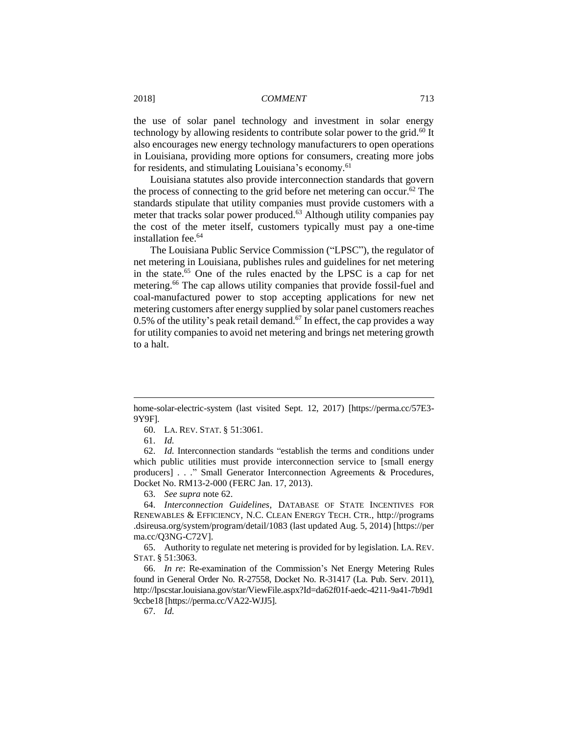the use of solar panel technology and investment in solar energy technology by allowing residents to contribute solar power to the grid.[60] It also encourages new energy technology manufacturers to open operations in Louisiana, providing more options for consumers, creating more jobs for residents, and stimulating Louisiana's economy.[61]

Louisiana statutes also provide interconnection standards that govern the process of connecting to the grid before net metering can occur.[62] The standards stipulate that utility companies must provide customers with a meter that tracks solar power produced.[63] Although utility companies pay the cost of the meter itself, customers typically must pay a one-time installation fee.[64]

The Louisiana Public Service Commission ("LPSC"), the regulator of net metering in Louisiana, publishes rules and guidelines for net metering in the state.[65] One of the rules enacted by the LPSC is a cap for net metering.[66] The cap allows utility companies that provide fossil-fuel and coal-manufactured power to stop accepting applications for new net metering customers after energy supplied by solar panel customers reaches 0.5% of the utility's peak retail demand.[67] In effect, the cap provides a way for utility companies to avoid net metering and brings net metering growth to a halt.

---

home-solar-electric-system (last visited Sept. 12, 2017) [https://perma.cc/57E3-9Y9F].

60. LA. REV. STAT. § 51:3061.

61. *Id.*

62. *Id.* Interconnection standards "establish the terms and conditions under which public utilities must provide interconnection service to [small energy producers] . . ." Small Generator Interconnection Agreements & Procedures, Docket No. RM13-2-000 (FERC Jan. 17, 2013).

63. *See supra* note 62.

64. *Interconnection Guidelines*, DATABASE OF STATE INCENTIVES FOR RENEWABLES & EFFICIENCY, N.C. CLEAN ENERGY TECH. CTR., http://programs.dsireusa.org/system/program/detail/1083 (last updated Aug. 5, 2014) [https://perma.cc/Q3NG-C72V].

65. Authority to regulate net metering is provided for by legislation. LA. REV. STAT. § 51:3063.

66. *In re*: Re-examination of the Commission's Net Energy Metering Rules found in General Order No. R-27558, Docket No. R-31417 (La. Pub. Serv. 2011), http://lpscstar.louisiana.gov/star/ViewFile.aspx?Id=da62f01f-aedc-4211-9a41-7b9d19ccbe18 [https://perma.cc/VA22-WJJ5].

67. *Id.*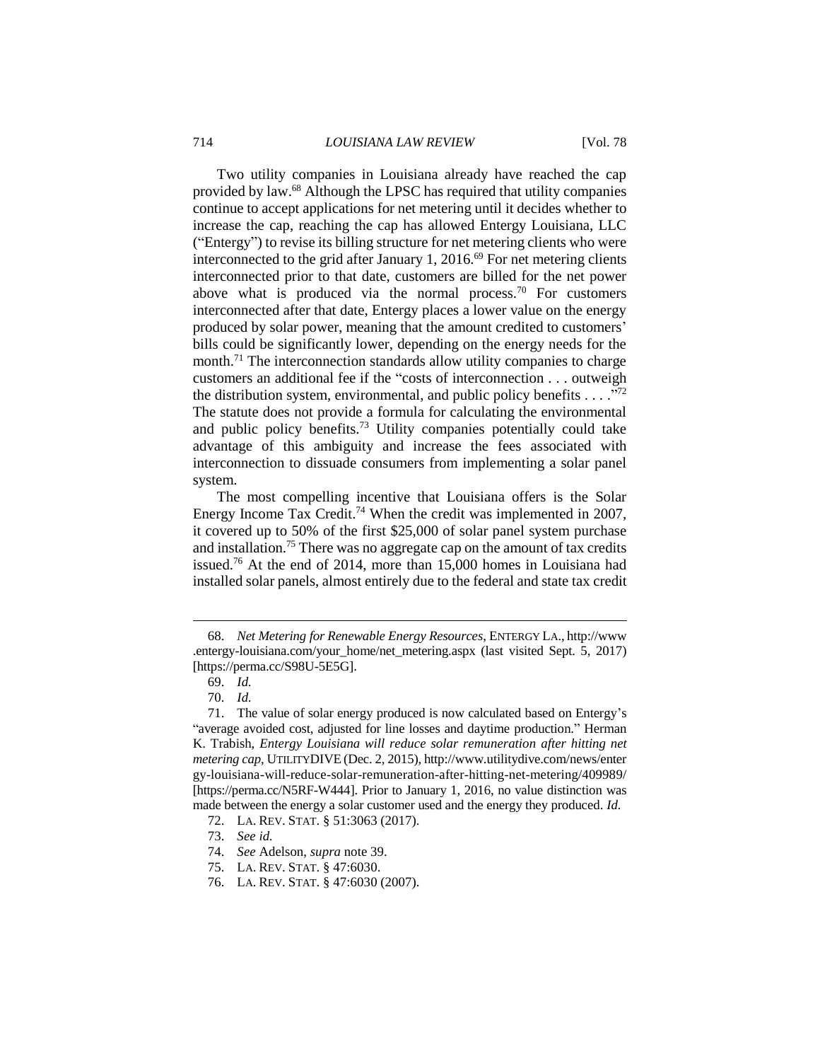Two utility companies in Louisiana already have reached the cap provided by law.[68] Although the LPSC has required that utility companies continue to accept applications for net metering until it decides whether to increase the cap, reaching the cap has allowed Entergy Louisiana, LLC ("Entergy") to revise its billing structure for net metering clients who were interconnected to the grid after January 1, 2016.[69] For net metering clients interconnected prior to that date, customers are billed for the net power above what is produced via the normal process.[70] For customers interconnected after that date, Entergy places a lower value on the energy produced by solar power, meaning that the amount credited to customers' bills could be significantly lower, depending on the energy needs for the month.[71] The interconnection standards allow utility companies to charge customers an additional fee if the "costs of interconnection . . . outweigh the distribution system, environmental, and public policy benefits . . . ."[72] The statute does not provide a formula for calculating the environmental and public policy benefits.[73] Utility companies potentially could take advantage of this ambiguity and increase the fees associated with interconnection to dissuade consumers from implementing a solar panel system.

The most compelling incentive that Louisiana offers is the Solar Energy Income Tax Credit.[74] When the credit was implemented in 2007, it covered up to 50% of the first $25,000 of solar panel system purchase and installation.[75] There was no aggregate cap on the amount of tax credits issued.[76] At the end of 2014, more than 15,000 homes in Louisiana had installed solar panels, almost entirely due to the federal and state tax credit

---

68. *Net Metering for Renewable Energy Resources*, ENTERGY LA., http://www.entergy-louisiana.com/your_home/net_metering.aspx (last visited Sept. 5, 2017) [https://perma.cc/S98U-5E5G].

69. *Id.*

70. *Id.*

71. The value of solar energy produced is now calculated based on Entergy's "average avoided cost, adjusted for line losses and daytime production." Herman K. Trabish, *Entergy Louisiana will reduce solar remuneration after hitting net metering cap*, UTILITYDIVE (Dec. 2, 2015), http://www.utilitydive.com/news/entergy-louisiana-will-reduce-solar-remuneration-after-hitting-net-metering/409989/ [https://perma.cc/N5RF-W444]. Prior to January 1, 2016, no value distinction was made between the energy a solar customer used and the energy they produced. *Id.*

72. LA. REV. STAT. § 51:3063 (2017).

73. *See id.*

74. *See* Adelson, *supra* note 39.

75. LA. REV. STAT. § 47:6030.

76. LA. REV. STAT. § 47:6030 (2007).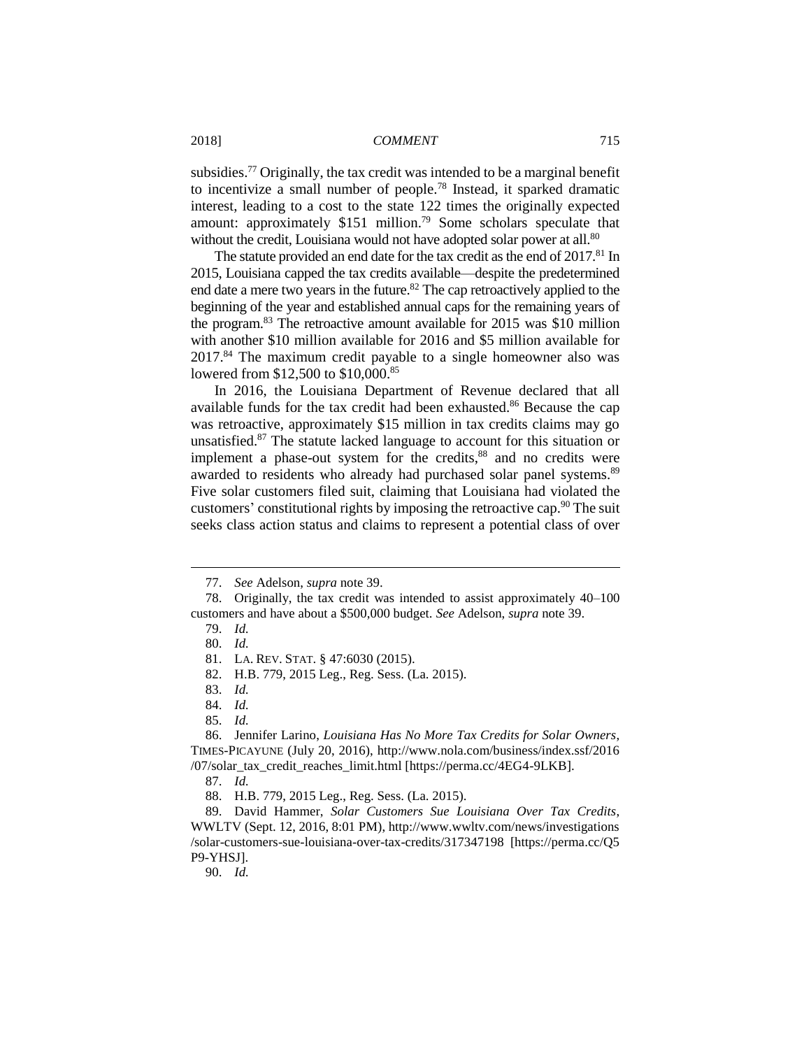subsidies.[77] Originally, the tax credit was intended to be a marginal benefit to incentivize a small number of people.[78] Instead, it sparked dramatic interest, leading to a cost to the state 122 times the originally expected amount: approximately $151 million.[79] Some scholars speculate that without the credit, Louisiana would not have adopted solar power at all.[80]

The statute provided an end date for the tax credit as the end of 2017.[81] In 2015, Louisiana capped the tax credits available—despite the predetermined end date a mere two years in the future.[82] The cap retroactively applied to the beginning of the year and established annual caps for the remaining years of the program.[83] The retroactive amount available for 2015 was $10 million with another $10 million available for 2016 and $5 million available for 2017.[84] The maximum credit payable to a single homeowner also was lowered from $12,500 to $10,000.[85]

In 2016, the Louisiana Department of Revenue declared that all available funds for the tax credit had been exhausted.[86] Because the cap was retroactive, approximately $15 million in tax credits claims may go unsatisfied.[87] The statute lacked language to account for this situation or implement a phase-out system for the credits,[88] and no credits were awarded to residents who already had purchased solar panel systems.[89] Five solar customers filed suit, claiming that Louisiana had violated the customers' constitutional rights by imposing the retroactive cap.[90] The suit seeks class action status and claims to represent a potential class of over

---

77. *See* Adelson, *supra* note 39.

78. Originally, the tax credit was intended to assist approximately 40–100 customers and have about a $500,000 budget. *See* Adelson, *supra* note 39.

79. *Id.*

80. *Id.*

81. LA. REV. STAT. § 47:6030 (2015).

82. H.B. 779, 2015 Leg., Reg. Sess. (La. 2015).

83. *Id.*

84. *Id.*

85. *Id.*

86. Jennifer Larino, *Louisiana Has No More Tax Credits for Solar Owners*, TIMES-PICAYUNE (July 20, 2016), http://www.nola.com/business/index.ssf/2016/07/solar_tax_credit_reaches_limit.html [https://perma.cc/4EG4-9LKB].

87. *Id.*

88. H.B. 779, 2015 Leg., Reg. Sess. (La. 2015).

89. David Hammer, *Solar Customers Sue Louisiana Over Tax Credits*, WWLTV (Sept. 12, 2016, 8:01 PM), http://www.wwltv.com/news/investigations/solar-customers-sue-louisiana-over-tax-credits/317347198 [https://perma.cc/Q5P9-YHSJ].

90. *Id.*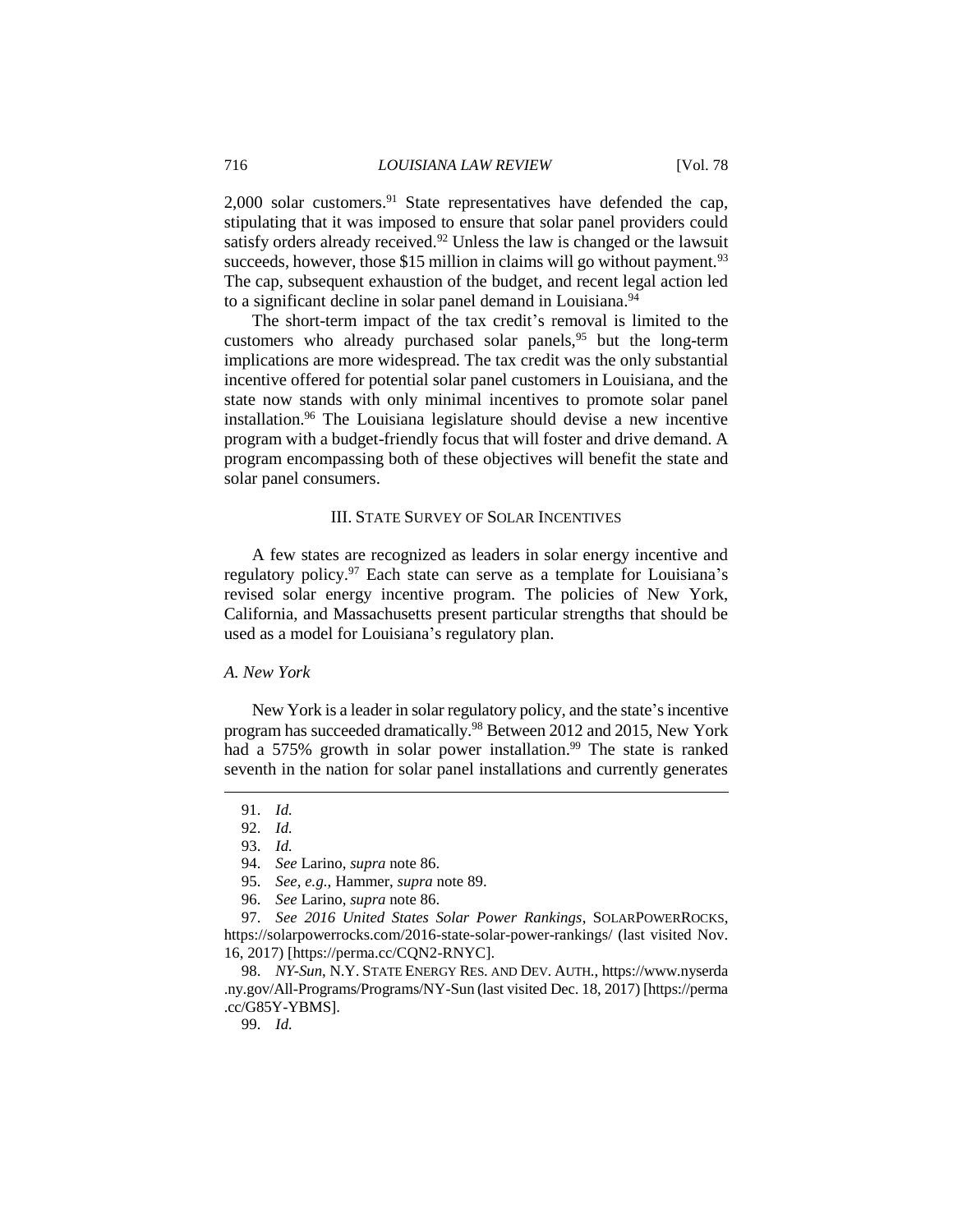2,000 solar customers.[91] State representatives have defended the cap, stipulating that it was imposed to ensure that solar panel providers could satisfy orders already received.[92] Unless the law is changed or the lawsuit succeeds, however, those $15 million in claims will go without payment.[93] The cap, subsequent exhaustion of the budget, and recent legal action led to a significant decline in solar panel demand in Louisiana.[94]

The short-term impact of the tax credit's removal is limited to the customers who already purchased solar panels,[95] but the long-term implications are more widespread. The tax credit was the only substantial incentive offered for potential solar panel customers in Louisiana, and the state now stands with only minimal incentives to promote solar panel installation.[96] The Louisiana legislature should devise a new incentive program with a budget-friendly focus that will foster and drive demand. A program encompassing both of these objectives will benefit the state and solar panel consumers.

## III. State Survey of Solar Incentives

A few states are recognized as leaders in solar energy incentive and regulatory policy.[97] Each state can serve as a template for Louisiana's revised solar energy incentive program. The policies of New York, California, and Massachusetts present particular strengths that should be used as a model for Louisiana's regulatory plan.

### *A. New York*

New York is a leader in solar regulatory policy, and the state's incentive program has succeeded dramatically.[98] Between 2012 and 2015, New York had a 575% growth in solar power installation.[99] The state is ranked seventh in the nation for solar panel installations and currently generates

---

91. *Id.*

92. *Id.*

93. *Id.*

94. *See* Larino, *supra* note 86.

95. *See, e.g.*, Hammer, *supra* note 89.

96. *See* Larino, *supra* note 86.

97. *See 2016 United States Solar Power Rankings*, SOLARPOWERROCKS, https://solarpowerrocks.com/2016-state-solar-power-rankings/ (last visited Nov. 16, 2017) [https://perma.cc/CQN2-RNYC].

98. *NY-Sun*, N.Y. STATE ENERGY RES. AND DEV. AUTH., https://www.nyserda.ny.gov/All-Programs/Programs/NY-Sun (last visited Dec. 18, 2017) [https://perma.cc/G85Y-YBMS].

99. *Id.*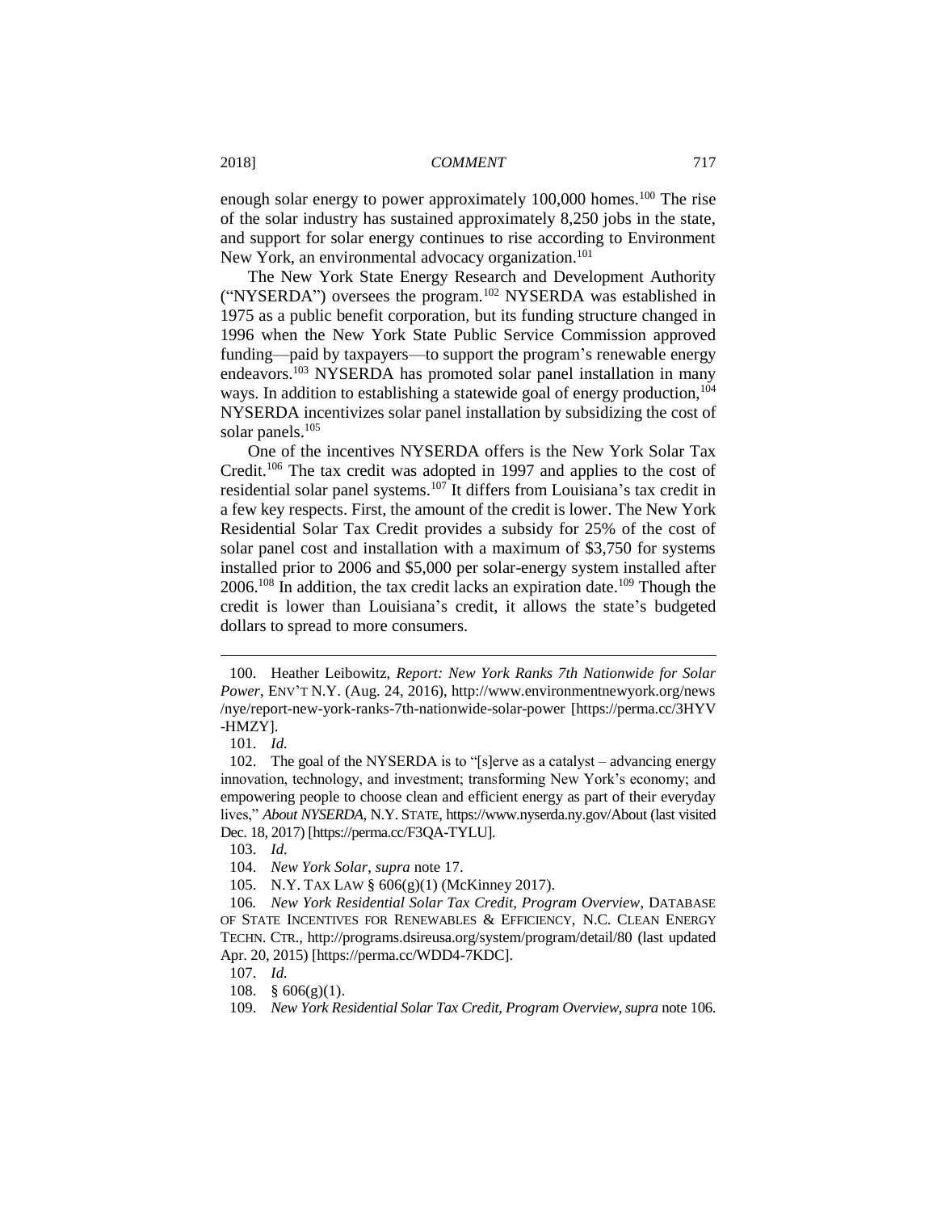enough solar energy to power approximately 100,000 homes.[100] The rise of the solar industry has sustained approximately 8,250 jobs in the state, and support for solar energy continues to rise according to Environment New York, an environmental advocacy organization.[101]

The New York State Energy Research and Development Authority ("NYSERDA") oversees the program.[102] NYSERDA was established in 1975 as a public benefit corporation, but its funding structure changed in 1996 when the New York State Public Service Commission approved funding—paid by taxpayers—to support the program's renewable energy endeavors.[103] NYSERDA has promoted solar panel installation in many ways. In addition to establishing a statewide goal of energy production,[104] NYSERDA incentivizes solar panel installation by subsidizing the cost of solar panels.[105]

One of the incentives NYSERDA offers is the New York Solar Tax Credit.[106] The tax credit was adopted in 1997 and applies to the cost of residential solar panel systems.[107] It differs from Louisiana's tax credit in a few key respects. First, the amount of the credit is lower. The New York Residential Solar Tax Credit provides a subsidy for 25% of the cost of solar panel cost and installation with a maximum of $3,750 for systems installed prior to 2006 and $5,000 per solar-energy system installed after 2006.[108] In addition, the tax credit lacks an expiration date.[109] Though the credit is lower than Louisiana's credit, it allows the state's budgeted dollars to spread to more consumers.

---

100. Heather Leibowitz, *Report: New York Ranks 7th Nationwide for Solar Power*, ENV'T N.Y. (Aug. 24, 2016), http://www.environmentnewyork.org/news/nye/report-new-york-ranks-7th-nationwide-solar-power [https://perma.cc/3HYV-HMZY].

101. *Id.*

102. The goal of the NYSERDA is to "[s]erve as a catalyst – advancing energy innovation, technology, and investment; transforming New York's economy; and empowering people to choose clean and efficient energy as part of their everyday lives," *About NYSERDA*, N.Y. STATE, https://www.nyserda.ny.gov/About (last visited Dec. 18, 2017) [https://perma.cc/F3QA-TYLU].

103. *Id.*

104. *New York Solar*, *supra* note 17.

105. N.Y. TAX LAW § 606(g)(1) (McKinney 2017).

106. *New York Residential Solar Tax Credit, Program Overview*, DATABASE OF STATE INCENTIVES FOR RENEWABLES & EFFICIENCY, N.C. CLEAN ENERGY TECHN. CTR., http://programs.dsireusa.org/system/program/detail/80 (last updated Apr. 20, 2015) [https://perma.cc/WDD4-7KDC].

107. *Id.*

108. § 606(g)(1).

109. *New York Residential Solar Tax Credit, Program Overview*, *supra* note 106.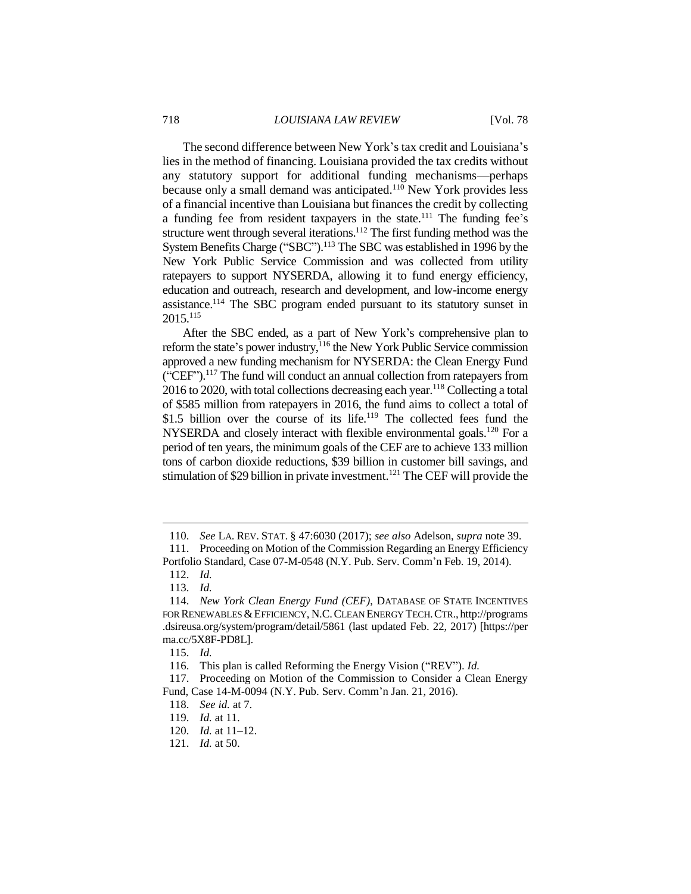The second difference between New York's tax credit and Louisiana's lies in the method of financing. Louisiana provided the tax credits without any statutory support for additional funding mechanisms—perhaps because only a small demand was anticipated.[110] New York provides less of a financial incentive than Louisiana but finances the credit by collecting a funding fee from resident taxpayers in the state.[111] The funding fee's structure went through several iterations.[112] The first funding method was the System Benefits Charge ("SBC").[113] The SBC was established in 1996 by the New York Public Service Commission and was collected from utility ratepayers to support NYSERDA, allowing it to fund energy efficiency, education and outreach, research and development, and low-income energy assistance.[114] The SBC program ended pursuant to its statutory sunset in 2015.[115]

After the SBC ended, as a part of New York's comprehensive plan to reform the state's power industry,[116] the New York Public Service commission approved a new funding mechanism for NYSERDA: the Clean Energy Fund ("CEF").[117] The fund will conduct an annual collection from ratepayers from 2016 to 2020, with total collections decreasing each year.[118] Collecting a total of $585 million from ratepayers in 2016, the fund aims to collect a total of $1.5 billion over the course of its life.[119] The collected fees fund the NYSERDA and closely interact with flexible environmental goals.[120] For a period of ten years, the minimum goals of the CEF are to achieve 133 million tons of carbon dioxide reductions, $39 billion in customer bill savings, and stimulation of $29 billion in private investment.[121] The CEF will provide the

---

110. *See* LA. REV. STAT. § 47:6030 (2017); *see also* Adelson, *supra* note 39.

111. Proceeding on Motion of the Commission Regarding an Energy Efficiency Portfolio Standard, Case 07-M-0548 (N.Y. Pub. Serv. Comm'n Feb. 19, 2014).

112. *Id.*

113. *Id.*

114. *New York Clean Energy Fund (CEF)*, DATABASE OF STATE INCENTIVES FOR RENEWABLES & EFFICIENCY, N.C. CLEAN ENERGY TECH. CTR., http://programs.dsireusa.org/system/program/detail/5861 (last updated Feb. 22, 2017) [https://perma.cc/5X8F-PD8L].

115. *Id.*

116. This plan is called Reforming the Energy Vision ("REV"). *Id.*

117. Proceeding on Motion of the Commission to Consider a Clean Energy Fund, Case 14-M-0094 (N.Y. Pub. Serv. Comm'n Jan. 21, 2016).

118. *See id.* at 7.

119. *Id.* at 11.

120. *Id.* at 11–12.

121. *Id.* at 50.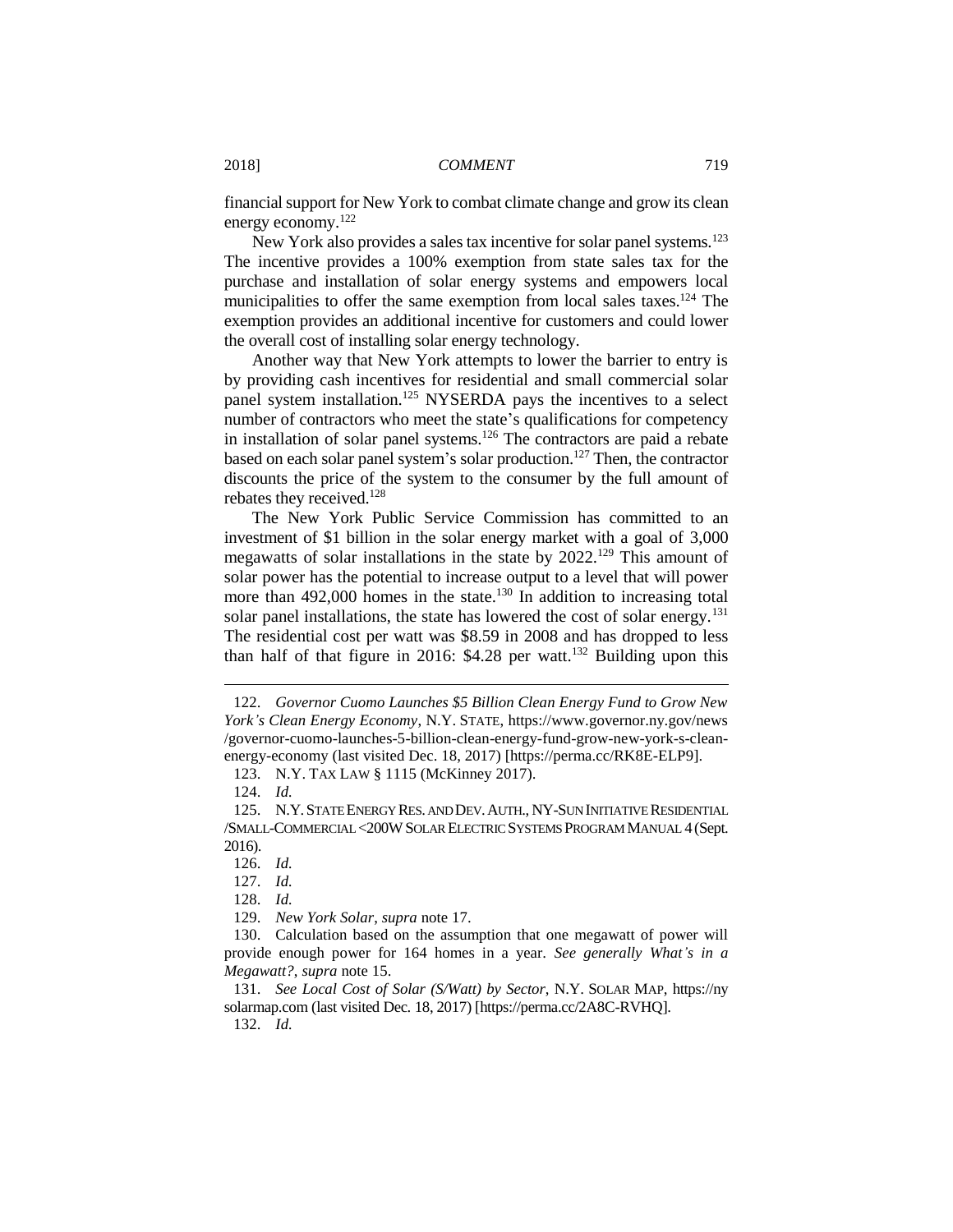financial support for New York to combat climate change and grow its clean energy economy.[122]

New York also provides a sales tax incentive for solar panel systems.[123] The incentive provides a 100% exemption from state sales tax for the purchase and installation of solar energy systems and empowers local municipalities to offer the same exemption from local sales taxes.[124] The exemption provides an additional incentive for customers and could lower the overall cost of installing solar energy technology.

Another way that New York attempts to lower the barrier to entry is by providing cash incentives for residential and small commercial solar panel system installation.[125] NYSERDA pays the incentives to a select number of contractors who meet the state's qualifications for competency in installation of solar panel systems.[126] The contractors are paid a rebate based on each solar panel system's solar production.[127] Then, the contractor discounts the price of the system to the consumer by the full amount of rebates they received.[128]

The New York Public Service Commission has committed to an investment of $1 billion in the solar energy market with a goal of 3,000 megawatts of solar installations in the state by 2022.[129] This amount of solar power has the potential to increase output to a level that will power more than 492,000 homes in the state.[130] In addition to increasing total solar panel installations, the state has lowered the cost of solar energy.[131] The residential cost per watt was $8.59 in 2008 and has dropped to less than half of that figure in 2016: $4.28 per watt.[132] Building upon this

---

122. *Governor Cuomo Launches $5 Billion Clean Energy Fund to Grow New York's Clean Energy Economy*, N.Y. STATE, https://www.governor.ny.gov/news/governor-cuomo-launches-5-billion-clean-energy-fund-grow-new-york-s-clean-energy-economy (last visited Dec. 18, 2017) [https://perma.cc/RK8E-ELP9].

123. N.Y. TAX LAW § 1115 (McKinney 2017).

124. *Id.*

125. N.Y. STATE ENERGY RES. AND DEV. AUTH., NY-SUN INITIATIVE RESIDENTIAL/SMALL-COMMERCIAL <200W SOLAR ELECTRIC SYSTEMS PROGRAM MANUAL 4 (Sept. 2016).

126. *Id.*

127. *Id.*

128. *Id.*

129. *New York Solar*, *supra* note 17.

130. Calculation based on the assumption that one megawatt of power will provide enough power for 164 homes in a year. *See generally What's in a Megawatt?*, *supra* note 15.

131. *See Local Cost of Solar (S/Watt) by Sector*, N.Y. SOLAR MAP, https://nysolarmap.com (last visited Dec. 18, 2017) [https://perma.cc/2A8C-RVHQ].

132. *Id.*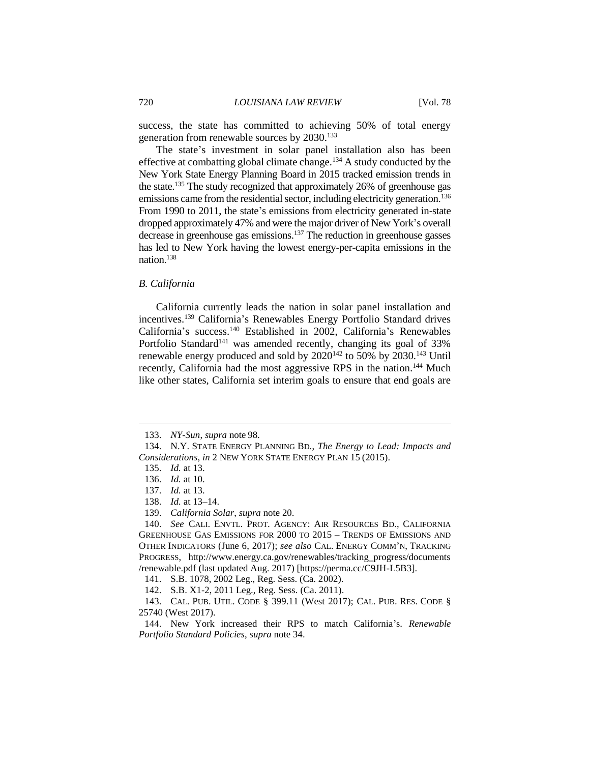success, the state has committed to achieving 50% of total energy generation from renewable sources by 2030.[133]

The state's investment in solar panel installation also has been effective at combatting global climate change.[134] A study conducted by the New York State Energy Planning Board in 2015 tracked emission trends in the state.[135] The study recognized that approximately 26% of greenhouse gas emissions came from the residential sector, including electricity generation.[136] From 1990 to 2011, the state's emissions from electricity generated in-state dropped approximately 47% and were the major driver of New York's overall decrease in greenhouse gas emissions.[137] The reduction in greenhouse gasses has led to New York having the lowest energy-per-capita emissions in the nation.[138]

### *B. California*

California currently leads the nation in solar panel installation and incentives.[139] California's Renewables Energy Portfolio Standard drives California's success.[140] Established in 2002, California's Renewables Portfolio Standard[141] was amended recently, changing its goal of 33% renewable energy produced and sold by 2020[142] to 50% by 2030.[143] Until recently, California had the most aggressive RPS in the nation.[144] Much like other states, California set interim goals to ensure that end goals are

---

133. *NY-Sun*, *supra* note 98.

134. N.Y. STATE ENERGY PLANNING BD., *The Energy to Lead: Impacts and Considerations*, *in* 2 NEW YORK STATE ENERGY PLAN 15 (2015).

135. *Id.* at 13.

136. *Id.* at 10.

137. *Id.* at 13.

138. *Id.* at 13–14.

139. *California Solar*, *supra* note 20.

140. *See* CALI. ENVTL. PROT. AGENCY: AIR RESOURCES BD., CALIFORNIA GREENHOUSE GAS EMISSIONS FOR 2000 TO 2015 – TRENDS OF EMISSIONS AND OTHER INDICATORS (June 6, 2017); *see also* CAL. ENERGY COMM'N, TRACKING PROGRESS, http://www.energy.ca.gov/renewables/tracking_progress/documents/renewable.pdf (last updated Aug. 2017) [https://perma.cc/C9JH-L5B3].

141. S.B. 1078, 2002 Leg., Reg. Sess. (Ca. 2002).

142. S.B. X1-2, 2011 Leg., Reg. Sess. (Ca. 2011).

143. CAL. PUB. UTIL. CODE § 399.11 (West 2017); CAL. PUB. RES. CODE § 25740 (West 2017).

144. New York increased their RPS to match California's. *Renewable Portfolio Standard Policies*, *supra* note 34.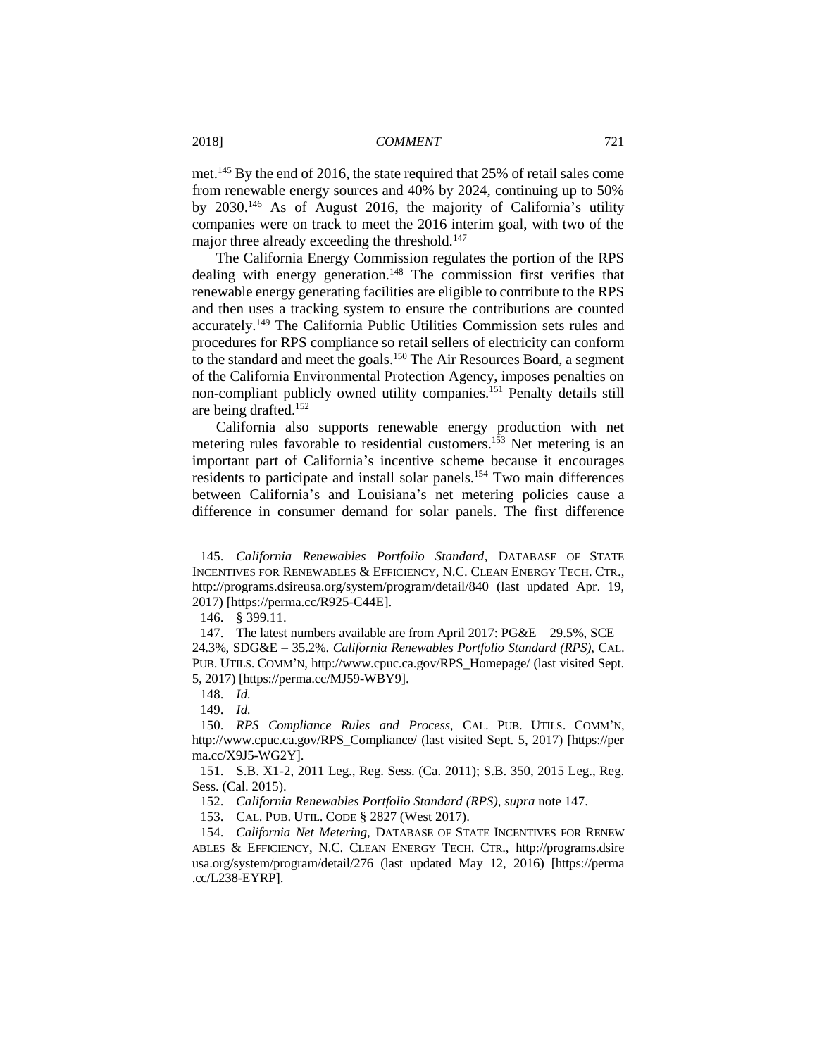met.[145] By the end of 2016, the state required that 25% of retail sales come from renewable energy sources and 40% by 2024, continuing up to 50% by 2030.[146] As of August 2016, the majority of California's utility companies were on track to meet the 2016 interim goal, with two of the major three already exceeding the threshold.[147]

The California Energy Commission regulates the portion of the RPS dealing with energy generation.[148] The commission first verifies that renewable energy generating facilities are eligible to contribute to the RPS and then uses a tracking system to ensure the contributions are counted accurately.[149] The California Public Utilities Commission sets rules and procedures for RPS compliance so retail sellers of electricity can conform to the standard and meet the goals.[150] The Air Resources Board, a segment of the California Environmental Protection Agency, imposes penalties on non-compliant publicly owned utility companies.[151] Penalty details still are being drafted.[152]

California also supports renewable energy production with net metering rules favorable to residential customers.[153] Net metering is an important part of California's incentive scheme because it encourages residents to participate and install solar panels.[154] Two main differences between California's and Louisiana's net metering policies cause a difference in consumer demand for solar panels. The first difference

---

145. *California Renewables Portfolio Standard*, DATABASE OF STATE INCENTIVES FOR RENEWABLES & EFFICIENCY, N.C. CLEAN ENERGY TECH. CTR., http://programs.dsireusa.org/system/program/detail/840 (last updated Apr. 19, 2017) [https://perma.cc/R925-C44E].

146. § 399.11.

147. The latest numbers available are from April 2017: PG&E – 29.5%, SCE – 24.3%, SDG&E – 35.2%. *California Renewables Portfolio Standard (RPS)*, CAL. PUB. UTILS. COMM'N, http://www.cpuc.ca.gov/RPS_Homepage/ (last visited Sept. 5, 2017) [https://perma.cc/MJ59-WBY9].

148. *Id.*

149. *Id.*

150. *RPS Compliance Rules and Process*, CAL. PUB. UTILS. COMM'N, http://www.cpuc.ca.gov/RPS_Compliance/ (last visited Sept. 5, 2017) [https://perma.cc/X9J5-WG2Y].

151. S.B. X1-2, 2011 Leg., Reg. Sess. (Ca. 2011); S.B. 350, 2015 Leg., Reg. Sess. (Cal. 2015).

152. *California Renewables Portfolio Standard (RPS)*, *supra* note 147.

153. CAL. PUB. UTIL. CODE § 2827 (West 2017).

154. *California Net Metering*, DATABASE OF STATE INCENTIVES FOR RENEWABLES & EFFICIENCY, N.C. CLEAN ENERGY TECH. CTR., http://programs.dsireusa.org/system/program/detail/276 (last updated May 12, 2016) [https://perma.cc/L238-EYRP].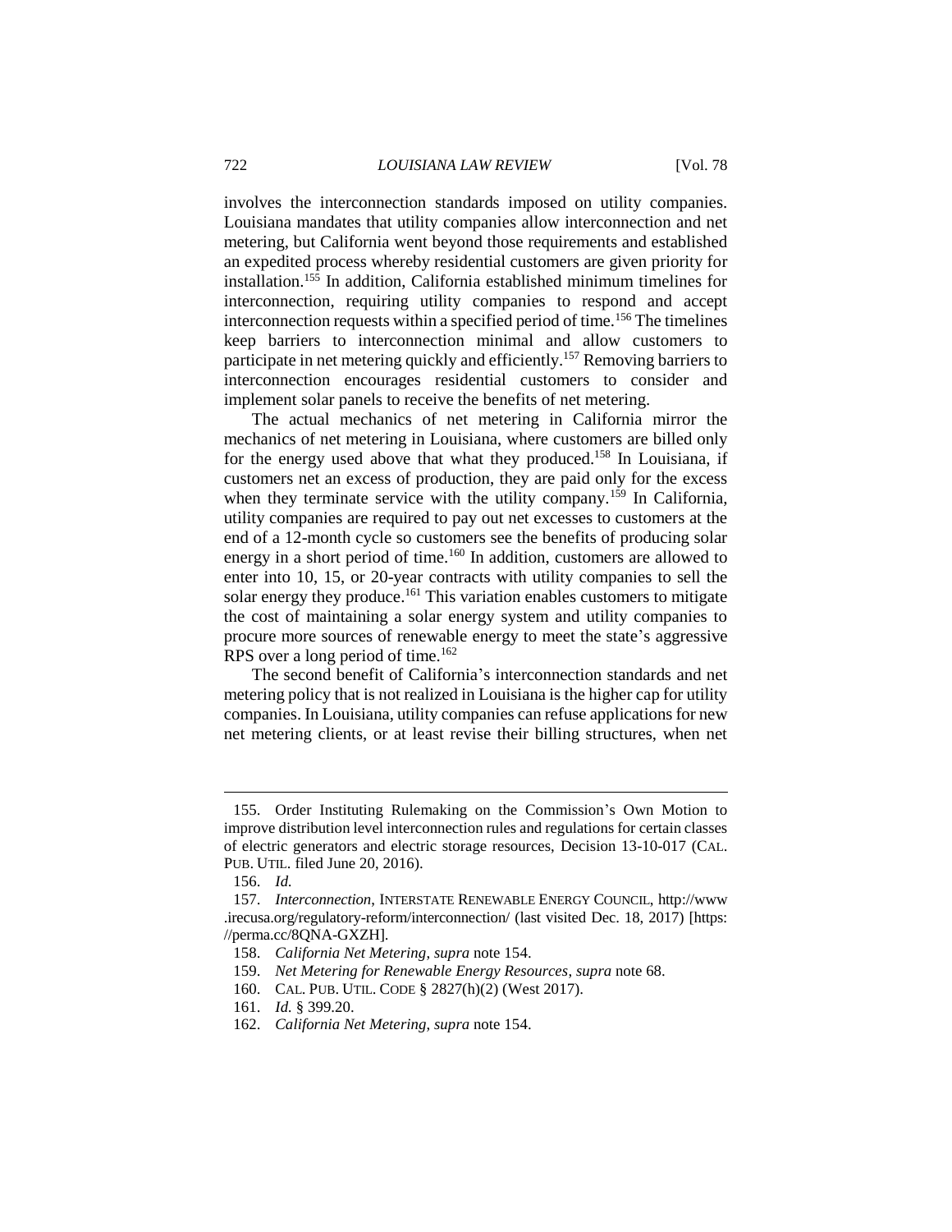involves the interconnection standards imposed on utility companies. Louisiana mandates that utility companies allow interconnection and net metering, but California went beyond those requirements and established an expedited process whereby residential customers are given priority for installation.[155] In addition, California established minimum timelines for interconnection, requiring utility companies to respond and accept interconnection requests within a specified period of time.[156] The timelines keep barriers to interconnection minimal and allow customers to participate in net metering quickly and efficiently.[157] Removing barriers to interconnection encourages residential customers to consider and implement solar panels to receive the benefits of net metering.

The actual mechanics of net metering in California mirror the mechanics of net metering in Louisiana, where customers are billed only for the energy used above that what they produced.[158] In Louisiana, if customers net an excess of production, they are paid only for the excess when they terminate service with the utility company.[159] In California, utility companies are required to pay out net excesses to customers at the end of a 12-month cycle so customers see the benefits of producing solar energy in a short period of time.[160] In addition, customers are allowed to enter into 10, 15, or 20-year contracts with utility companies to sell the solar energy they produce.[161] This variation enables customers to mitigate the cost of maintaining a solar energy system and utility companies to procure more sources of renewable energy to meet the state's aggressive RPS over a long period of time.[162]

The second benefit of California's interconnection standards and net metering policy that is not realized in Louisiana is the higher cap for utility companies. In Louisiana, utility companies can refuse applications for new net metering clients, or at least revise their billing structures, when net

---

155. Order Instituting Rulemaking on the Commission's Own Motion to improve distribution level interconnection rules and regulations for certain classes of electric generators and electric storage resources, Decision 13-10-017 (CAL. PUB. UTIL. filed June 20, 2016).

156. *Id.*

157. *Interconnection*, INTERSTATE RENEWABLE ENERGY COUNCIL, http://www.irecusa.org/regulatory-reform/interconnection/ (last visited Dec. 18, 2017) [https://perma.cc/8QNA-GXZH].

158. *California Net Metering*, *supra* note 154.

159. *Net Metering for Renewable Energy Resources*, *supra* note 68.

160. CAL. PUB. UTIL. CODE § 2827(h)(2) (West 2017).

161. *Id.* § 399.20.

162. *California Net Metering*, *supra* note 154.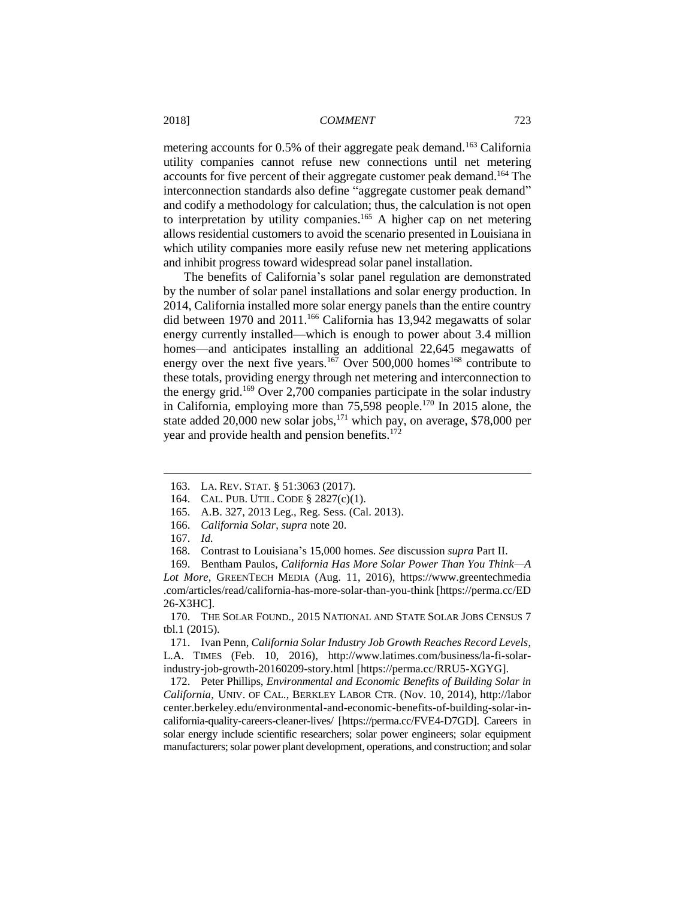metering accounts for 0.5% of their aggregate peak demand.[163] California utility companies cannot refuse new connections until net metering accounts for five percent of their aggregate customer peak demand.[164] The interconnection standards also define "aggregate customer peak demand" and codify a methodology for calculation; thus, the calculation is not open to interpretation by utility companies.[165] A higher cap on net metering allows residential customers to avoid the scenario presented in Louisiana in which utility companies more easily refuse new net metering applications and inhibit progress toward widespread solar panel installation.

The benefits of California's solar panel regulation are demonstrated by the number of solar panel installations and solar energy production. In 2014, California installed more solar energy panels than the entire country did between 1970 and 2011.[166] California has 13,942 megawatts of solar energy currently installed—which is enough to power about 3.4 million homes—and anticipates installing an additional 22,645 megawatts of energy over the next five years.[167] Over 500,000 homes[168] contribute to these totals, providing energy through net metering and interconnection to the energy grid.[169] Over 2,700 companies participate in the solar industry in California, employing more than 75,598 people.[170] In 2015 alone, the state added 20,000 new solar jobs,[171] which pay, on average, $78,000 per year and provide health and pension benefits.[172]

---

163. LA. REV. STAT. § 51:3063 (2017).

164. CAL. PUB. UTIL. CODE § 2827(c)(1).

165. A.B. 327, 2013 Leg., Reg. Sess. (Cal. 2013).

166. *California Solar*, *supra* note 20.

167. *Id.*

168. Contrast to Louisiana's 15,000 homes. *See* discussion *supra* Part II.

169. Bentham Paulos, *California Has More Solar Power Than You Think—A Lot More*, GREENTECH MEDIA (Aug. 11, 2016), https://www.greentechmedia.com/articles/read/california-has-more-solar-than-you-think [https://perma.cc/ED26-X3HC].

170. THE SOLAR FOUND., 2015 NATIONAL AND STATE SOLAR JOBS CENSUS 7 tbl.1 (2015).

171. Ivan Penn, *California Solar Industry Job Growth Reaches Record Levels*, L.A. TIMES (Feb. 10, 2016), http://www.latimes.com/business/la-fi-solar-industry-job-growth-20160209-story.html [https://perma.cc/RRU5-XGYG].

172. Peter Phillips, *Environmental and Economic Benefits of Building Solar in California*, UNIV. OF CAL., BERKLEY LABOR CTR. (Nov. 10, 2014), http://laborcenter.berkeley.edu/environmental-and-economic-benefits-of-building-solar-in-california-quality-careers-cleaner-lives/ [https://perma.cc/FVE4-D7GD]. Careers in solar energy include scientific researchers; solar power engineers; solar equipment manufacturers; solar power plant development, operations, and construction; and solar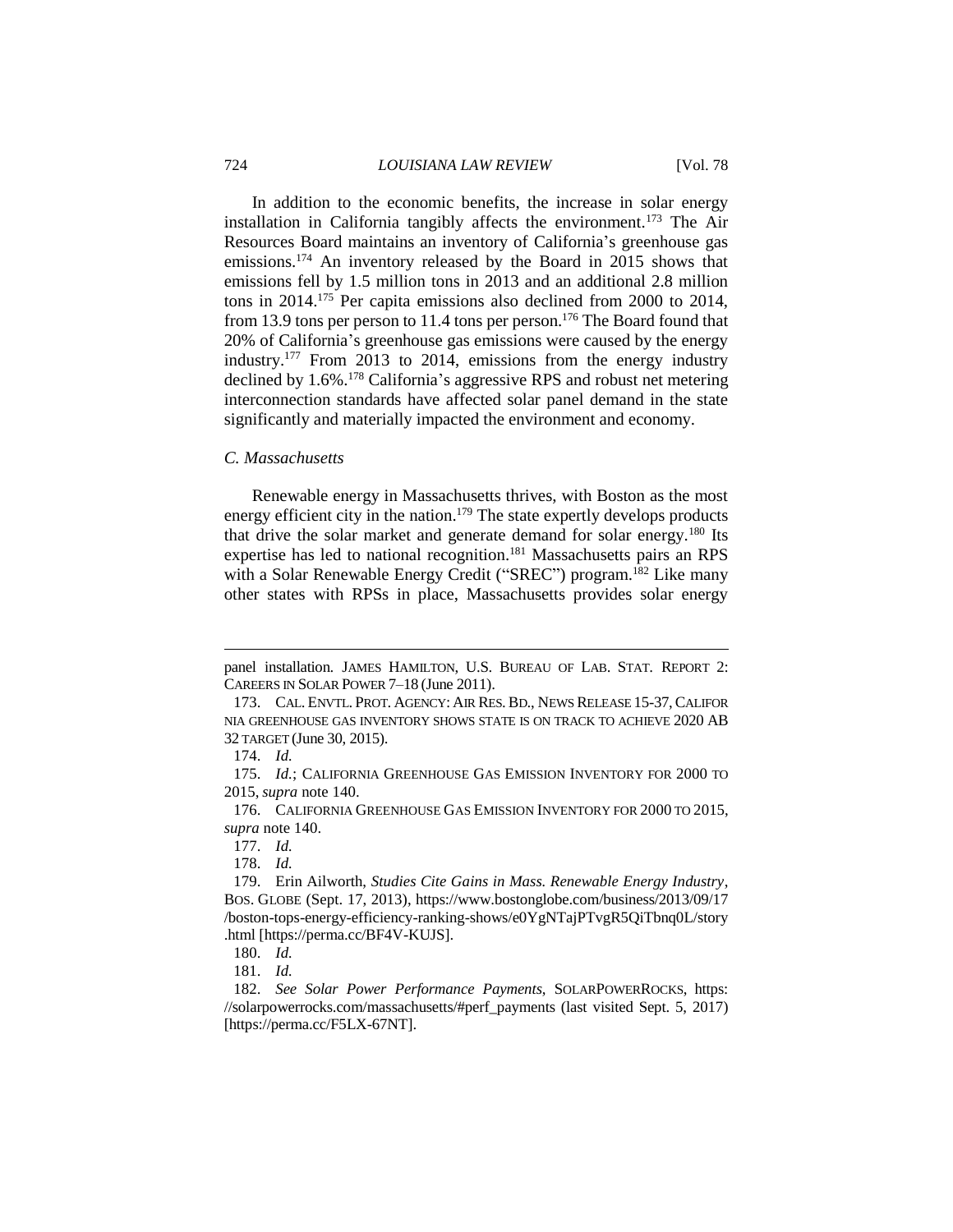In addition to the economic benefits, the increase in solar energy installation in California tangibly affects the environment.[173] The Air Resources Board maintains an inventory of California's greenhouse gas emissions.[174] An inventory released by the Board in 2015 shows that emissions fell by 1.5 million tons in 2013 and an additional 2.8 million tons in 2014.[175] Per capita emissions also declined from 2000 to 2014, from 13.9 tons per person to 11.4 tons per person.[176] The Board found that 20% of California's greenhouse gas emissions were caused by the energy industry.[177] From 2013 to 2014, emissions from the energy industry declined by 1.6%.[178] California's aggressive RPS and robust net metering interconnection standards have affected solar panel demand in the state significantly and materially impacted the environment and economy.

### *C. Massachusetts*

Renewable energy in Massachusetts thrives, with Boston as the most energy efficient city in the nation.[179] The state expertly develops products that drive the solar market and generate demand for solar energy.[180] Its expertise has led to national recognition.[181] Massachusetts pairs an RPS with a Solar Renewable Energy Credit ("SREC") program.[182] Like many other states with RPSs in place, Massachusetts provides solar energy

---

panel installation. JAMES HAMILTON, U.S. BUREAU OF LAB. STAT. REPORT 2: CAREERS IN SOLAR POWER 7–18 (June 2011).

173. CAL. ENVTL. PROT. AGENCY: AIR RES. BD., NEWS RELEASE 15-37, CALIFORNIA GREENHOUSE GAS INVENTORY SHOWS STATE IS ON TRACK TO ACHIEVE 2020 AB 32 TARGET (June 30, 2015).

174. *Id.*

175. *Id.*; CALIFORNIA GREENHOUSE GAS EMISSION INVENTORY FOR 2000 TO 2015, *supra* note 140.

176. CALIFORNIA GREENHOUSE GAS EMISSION INVENTORY FOR 2000 TO 2015, *supra* note 140.

177. *Id.*

178. *Id.*

179. Erin Ailworth, *Studies Cite Gains in Mass. Renewable Energy Industry*, BOS. GLOBE (Sept. 17, 2013), https://www.bostonglobe.com/business/2013/09/17/boston-tops-energy-efficiency-ranking-shows/e0YgNTajPTvgR5QiTbnq0L/story.html [https://perma.cc/BF4V-KUJS].

180. *Id.*

181. *Id.*

182. *See Solar Power Performance Payments*, SOLARPOWERROCKS, https://solarpowerrocks.com/massachusetts/#perf_payments (last visited Sept. 5, 2017) [https://perma.cc/F5LX-67NT].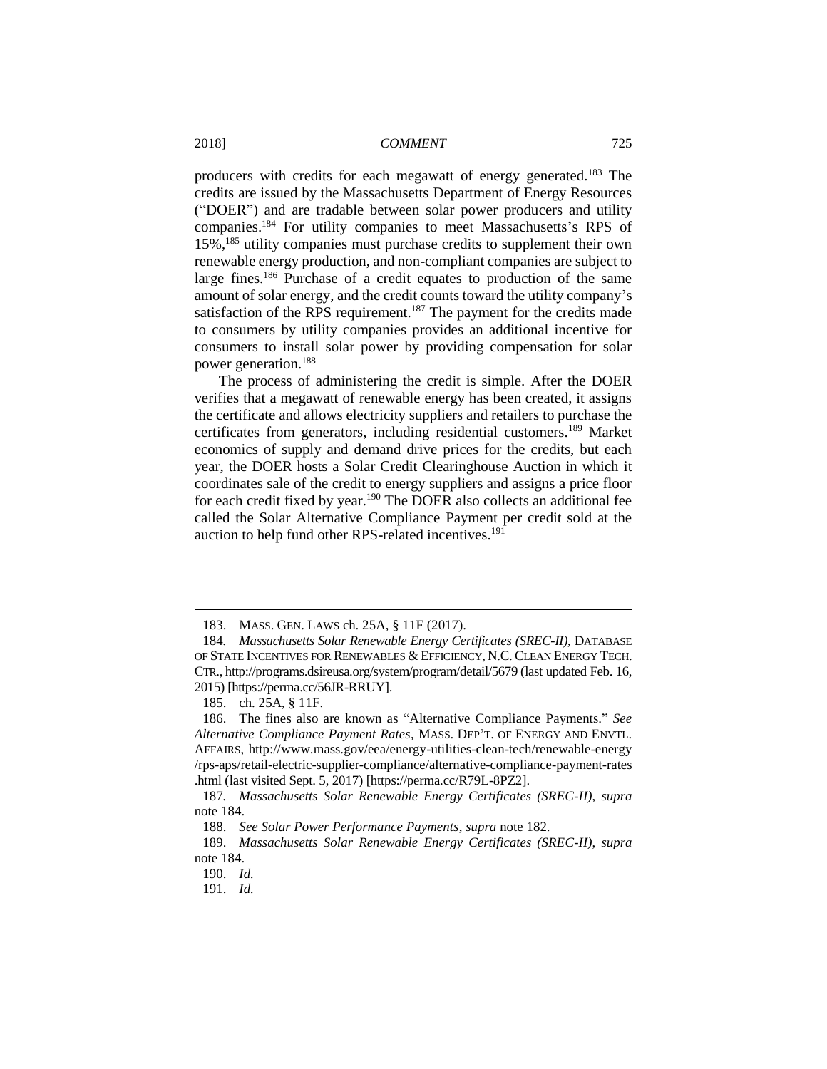producers with credits for each megawatt of energy generated.[183] The credits are issued by the Massachusetts Department of Energy Resources ("DOER") and are tradable between solar power producers and utility companies.[184] For utility companies to meet Massachusetts's RPS of 15%,[185] utility companies must purchase credits to supplement their own renewable energy production, and non-compliant companies are subject to large fines.[186] Purchase of a credit equates to production of the same amount of solar energy, and the credit counts toward the utility company's satisfaction of the RPS requirement.[187] The payment for the credits made to consumers by utility companies provides an additional incentive for consumers to install solar power by providing compensation for solar power generation.[188]

The process of administering the credit is simple. After the DOER verifies that a megawatt of renewable energy has been created, it assigns the certificate and allows electricity suppliers and retailers to purchase the certificates from generators, including residential customers.[189] Market economics of supply and demand drive prices for the credits, but each year, the DOER hosts a Solar Credit Clearinghouse Auction in which it coordinates sale of the credit to energy suppliers and assigns a price floor for each credit fixed by year.[190] The DOER also collects an additional fee called the Solar Alternative Compliance Payment per credit sold at the auction to help fund other RPS-related incentives.[191]

---

183. MASS. GEN. LAWS ch. 25A, § 11F (2017).

184. *Massachusetts Solar Renewable Energy Certificates (SREC-II)*, DATABASE OF STATE INCENTIVES FOR RENEWABLES & EFFICIENCY, N.C. CLEAN ENERGY TECH. CTR., http://programs.dsireusa.org/system/program/detail/5679 (last updated Feb. 16, 2015) [https://perma.cc/56JR-RRUY].

185. ch. 25A, § 11F.

186. The fines also are known as "Alternative Compliance Payments." *See Alternative Compliance Payment Rates*, MASS. DEP'T. OF ENERGY AND ENVTL. AFFAIRS, http://www.mass.gov/eea/energy-utilities-clean-tech/renewable-energy/rps-aps/retail-electric-supplier-compliance/alternative-compliance-payment-rates.html (last visited Sept. 5, 2017) [https://perma.cc/R79L-8PZ2].

187. *Massachusetts Solar Renewable Energy Certificates (SREC-II)*, *supra* note 184.

188. *See Solar Power Performance Payments*, *supra* note 182.

189. *Massachusetts Solar Renewable Energy Certificates (SREC-II)*, *supra* note 184.

190. *Id.*

191. *Id.*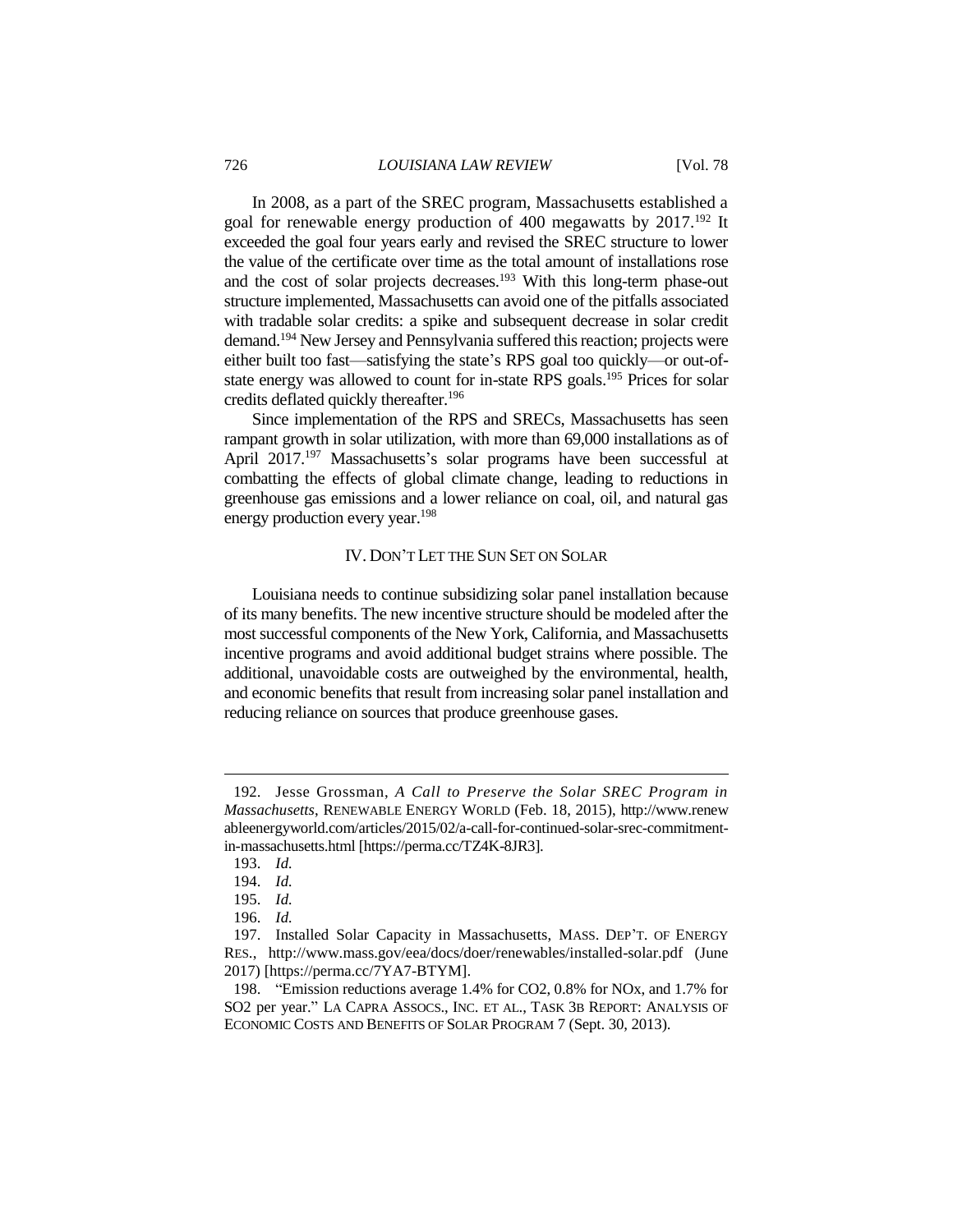In 2008, as a part of the SREC program, Massachusetts established a goal for renewable energy production of 400 megawatts by 2017.[192] It exceeded the goal four years early and revised the SREC structure to lower the value of the certificate over time as the total amount of installations rose and the cost of solar projects decreases.[193] With this long-term phase-out structure implemented, Massachusetts can avoid one of the pitfalls associated with tradable solar credits: a spike and subsequent decrease in solar credit demand.[194] New Jersey and Pennsylvania suffered this reaction; projects were either built too fast—satisfying the state's RPS goal too quickly—or out-of-state energy was allowed to count for in-state RPS goals.[195] Prices for solar credits deflated quickly thereafter.[196]

Since implementation of the RPS and SRECs, Massachusetts has seen rampant growth in solar utilization, with more than 69,000 installations as of April 2017.[197] Massachusetts's solar programs have been successful at combatting the effects of global climate change, leading to reductions in greenhouse gas emissions and a lower reliance on coal, oil, and natural gas energy production every year.[198]

## IV. DON'T LET THE SUN SET ON SOLAR

Louisiana needs to continue subsidizing solar panel installation because of its many benefits. The new incentive structure should be modeled after the most successful components of the New York, California, and Massachusetts incentive programs and avoid additional budget strains where possible. The additional, unavoidable costs are outweighed by the environmental, health, and economic benefits that result from increasing solar panel installation and reducing reliance on sources that produce greenhouse gases.

---

192. Jesse Grossman, *A Call to Preserve the Solar SREC Program in Massachusetts*, RENEWABLE ENERGY WORLD (Feb. 18, 2015), http://www.renewableenergyworld.com/articles/2015/02/a-call-for-continued-solar-srec-commitment-in-massachusetts.html [https://perma.cc/TZ4K-8JR3].

193. *Id.*

194. *Id.*

195. *Id.*

196. *Id.*

197. Installed Solar Capacity in Massachusetts, MASS. DEP'T. OF ENERGY RES., http://www.mass.gov/eea/docs/doer/renewables/installed-solar.pdf (June 2017) [https://perma.cc/7YA7-BTYM].

198. "Emission reductions average 1.4% for CO2, 0.8% for NOx, and 1.7% for SO2 per year." LA CAPRA ASSOCS., INC. ET AL., TASK 3B REPORT: ANALYSIS OF ECONOMIC COSTS AND BENEFITS OF SOLAR PROGRAM 7 (Sept. 30, 2013).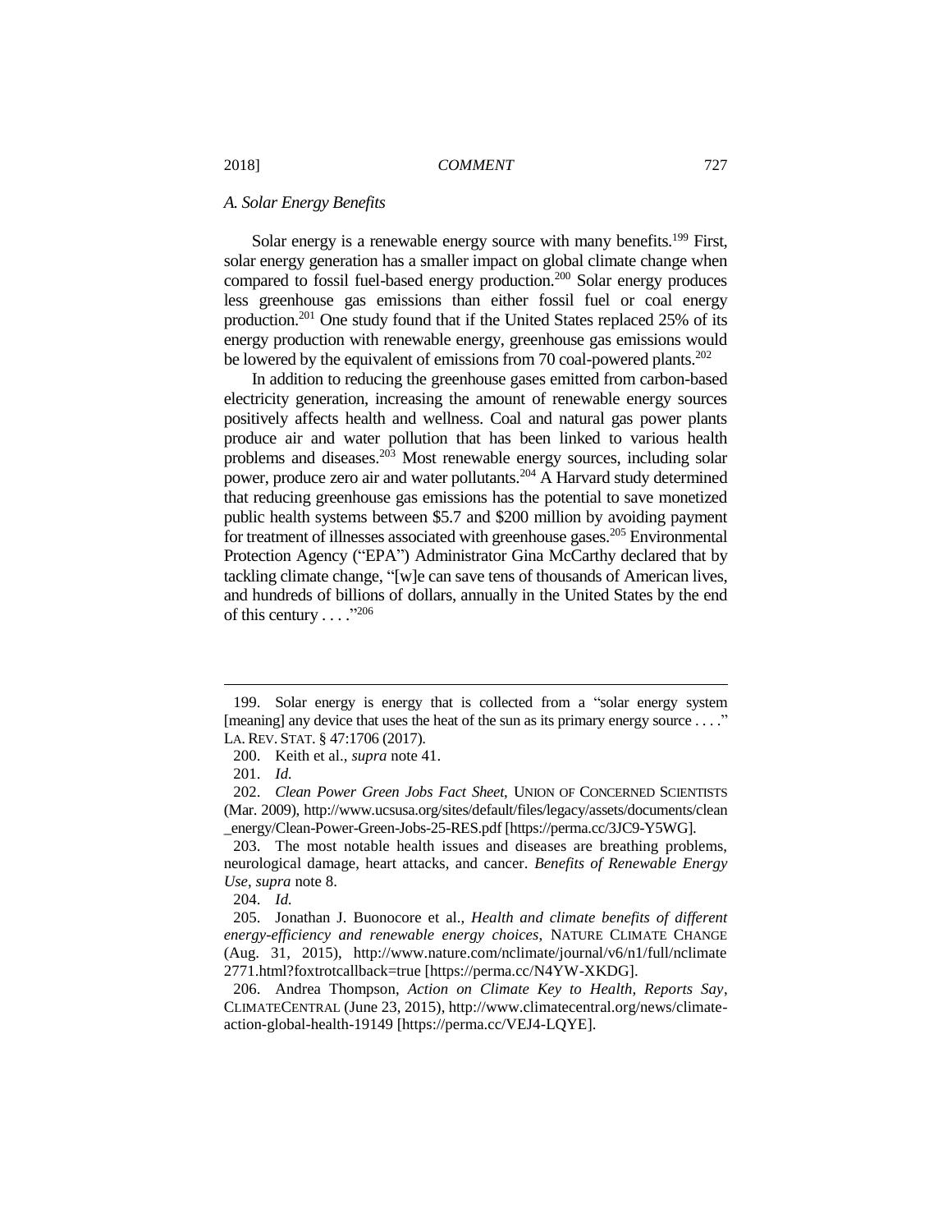### *A. Solar Energy Benefits*

Solar energy is a renewable energy source with many benefits.[199] First, solar energy generation has a smaller impact on global climate change when compared to fossil fuel-based energy production.[200] Solar energy produces less greenhouse gas emissions than either fossil fuel or coal energy production.[201] One study found that if the United States replaced 25% of its energy production with renewable energy, greenhouse gas emissions would be lowered by the equivalent of emissions from 70 coal-powered plants.[202]

In addition to reducing the greenhouse gases emitted from carbon-based electricity generation, increasing the amount of renewable energy sources positively affects health and wellness. Coal and natural gas power plants produce air and water pollution that has been linked to various health problems and diseases.[203] Most renewable energy sources, including solar power, produce zero air and water pollutants.[204] A Harvard study determined that reducing greenhouse gas emissions has the potential to save monetized public health systems between $5.7 and $200 million by avoiding payment for treatment of illnesses associated with greenhouse gases.[205] Environmental Protection Agency ("EPA") Administrator Gina McCarthy declared that by tackling climate change, "[w]e can save tens of thousands of American lives, and hundreds of billions of dollars, annually in the United States by the end of this century . . . ."[206]

---

199. Solar energy is energy that is collected from a "solar energy system [meaning] any device that uses the heat of the sun as its primary energy source . . . ." LA. REV. STAT. § 47:1706 (2017).

200. Keith et al., *supra* note 41.

201. *Id.*

202. *Clean Power Green Jobs Fact Sheet*, UNION OF CONCERNED SCIENTISTS (Mar. 2009), http://www.ucsusa.org/sites/default/files/legacy/assets/documents/clean_energy/Clean-Power-Green-Jobs-25-RES.pdf [https://perma.cc/3JC9-Y5WG].

203. The most notable health issues and diseases are breathing problems, neurological damage, heart attacks, and cancer. *Benefits of Renewable Energy Use*, *supra* note 8.

204. *Id.*

205. Jonathan J. Buonocore et al., *Health and climate benefits of different energy-efficiency and renewable energy choices*, NATURE CLIMATE CHANGE (Aug. 31, 2015), http://www.nature.com/nclimate/journal/v6/n1/full/nclimate2771.html?foxtrotcallback=true [https://perma.cc/N4YW-XKDG].

206. Andrea Thompson, *Action on Climate Key to Health, Reports Say*, CLIMATECENTRAL (June 23, 2015), http://www.climatecentral.org/news/climate-action-global-health-19149 [https://perma.cc/VEJ4-LQYE].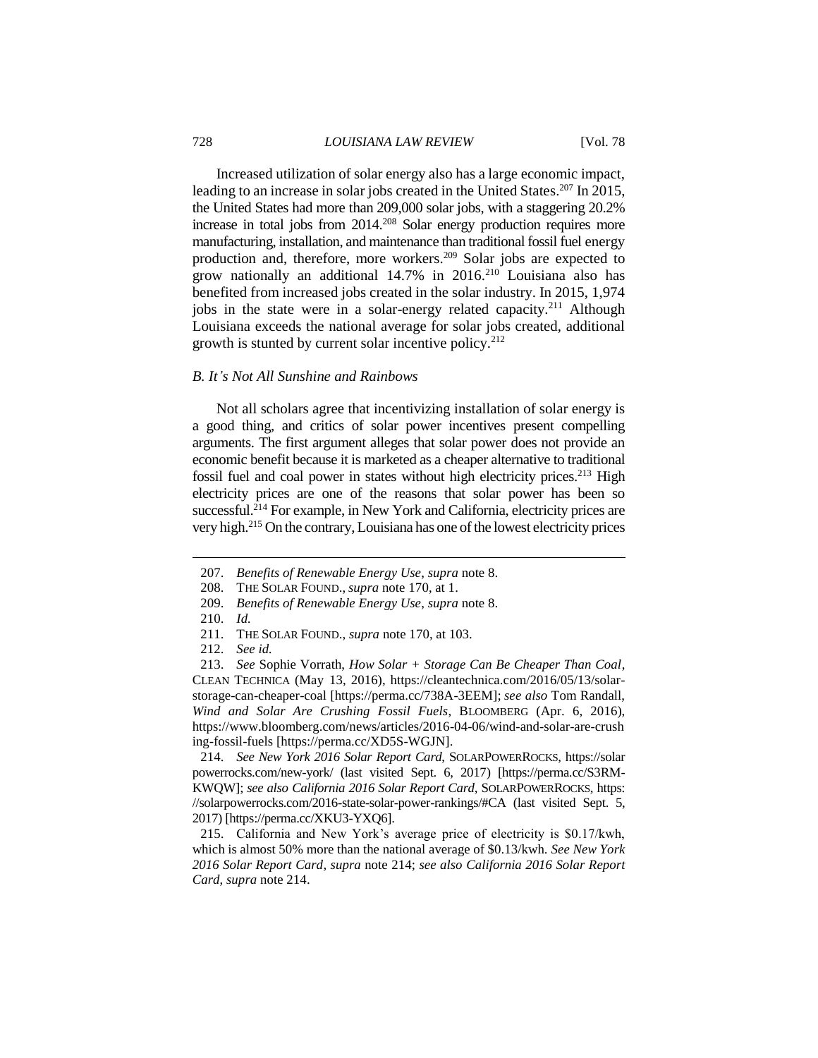Increased utilization of solar energy also has a large economic impact, leading to an increase in solar jobs created in the United States.[207] In 2015, the United States had more than 209,000 solar jobs, with a staggering 20.2% increase in total jobs from 2014.[208] Solar energy production requires more manufacturing, installation, and maintenance than traditional fossil fuel energy production and, therefore, more workers.[209] Solar jobs are expected to grow nationally an additional 14.7% in 2016.[210] Louisiana also has benefited from increased jobs created in the solar industry. In 2015, 1,974 jobs in the state were in a solar-energy related capacity.[211] Although Louisiana exceeds the national average for solar jobs created, additional growth is stunted by current solar incentive policy.[212]

### *B. It's Not All Sunshine and Rainbows*

Not all scholars agree that incentivizing installation of solar energy is a good thing, and critics of solar power incentives present compelling arguments. The first argument alleges that solar power does not provide an economic benefit because it is marketed as a cheaper alternative to traditional fossil fuel and coal power in states without high electricity prices.[213] High electricity prices are one of the reasons that solar power has been so successful.[214] For example, in New York and California, electricity prices are very high.[215] On the contrary, Louisiana has one of the lowest electricity prices

---

207. *Benefits of Renewable Energy Use*, *supra* note 8.

208. THE SOLAR FOUND., *supra* note 170, at 1.

209. *Benefits of Renewable Energy Use*, *supra* note 8.

210. *Id.*

211. THE SOLAR FOUND., *supra* note 170, at 103.

212. *See id.*

213. *See* Sophie Vorrath, *How Solar + Storage Can Be Cheaper Than Coal*, CLEAN TECHNICA (May 13, 2016), https://cleantechnica.com/2016/05/13/solar-storage-can-cheaper-coal [https://perma.cc/738A-3EEM]; *see also* Tom Randall, *Wind and Solar Are Crushing Fossil Fuels*, BLOOMBERG (Apr. 6, 2016), https://www.bloomberg.com/news/articles/2016-04-06/wind-and-solar-are-crushing-fossil-fuels [https://perma.cc/XD5S-WGJN].

214. *See New York 2016 Solar Report Card*, SOLARPOWERROCKS, https://solarpowerrocks.com/new-york/ (last visited Sept. 6, 2017) [https://perma.cc/S3RM-KWQW]; *see also California 2016 Solar Report Card*, SOLARPOWERROCKS, https://solarpowerrocks.com/2016-state-solar-power-rankings/#CA (last visited Sept. 5, 2017) [https://perma.cc/XKU3-YXQ6].

215. California and New York's average price of electricity is $0.17/kwh, which is almost 50% more than the national average of $0.13/kwh. *See New York 2016 Solar Report Card*, *supra* note 214; *see also California 2016 Solar Report Card*, *supra* note 214.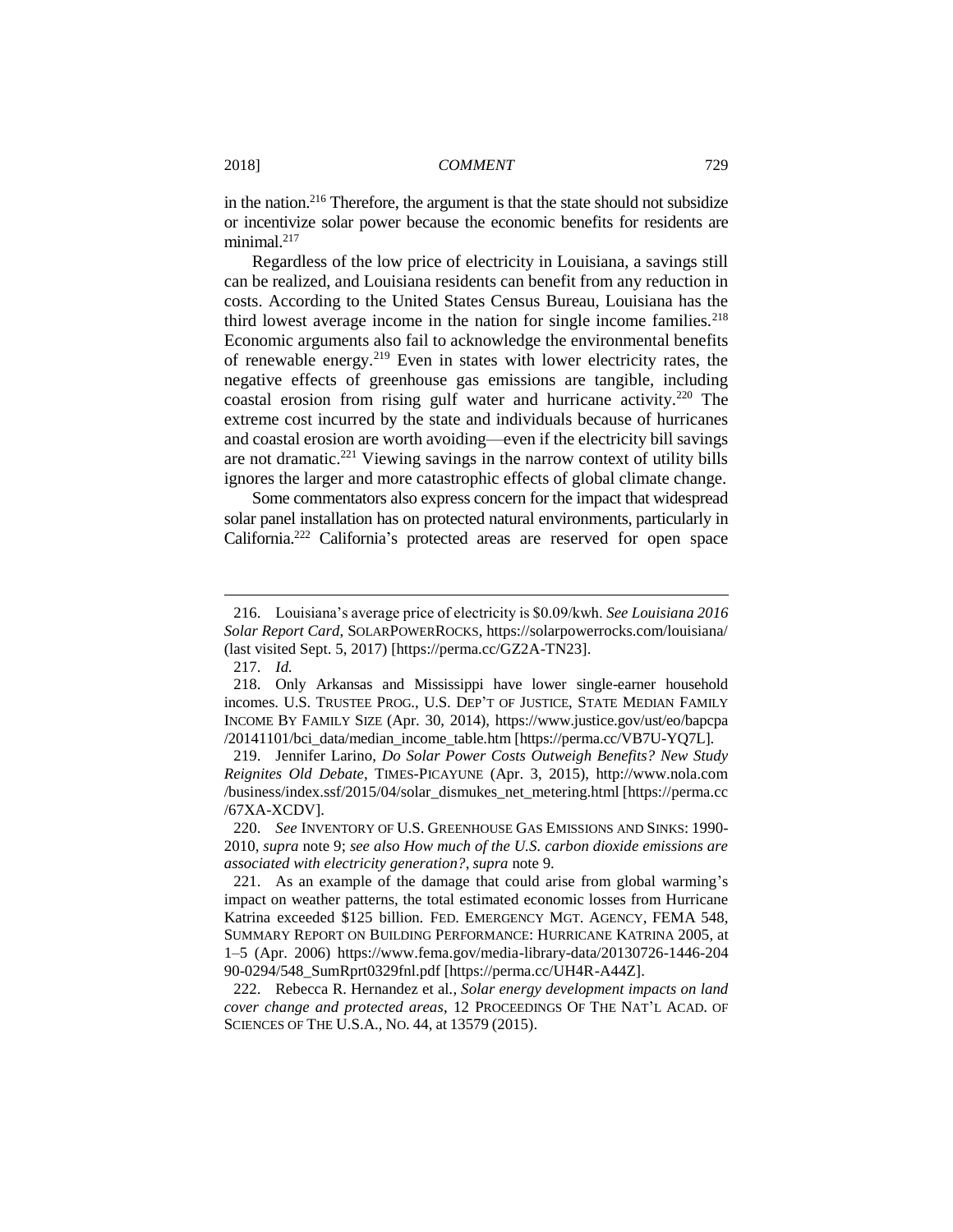in the nation.[216] Therefore, the argument is that the state should not subsidize or incentivize solar power because the economic benefits for residents are minimal.[217]

Regardless of the low price of electricity in Louisiana, a savings still can be realized, and Louisiana residents can benefit from any reduction in costs. According to the United States Census Bureau, Louisiana has the third lowest average income in the nation for single income families.[218] Economic arguments also fail to acknowledge the environmental benefits of renewable energy.[219] Even in states with lower electricity rates, the negative effects of greenhouse gas emissions are tangible, including coastal erosion from rising gulf water and hurricane activity.[220] The extreme cost incurred by the state and individuals because of hurricanes and coastal erosion are worth avoiding—even if the electricity bill savings are not dramatic.[221] Viewing savings in the narrow context of utility bills ignores the larger and more catastrophic effects of global climate change.

Some commentators also express concern for the impact that widespread solar panel installation has on protected natural environments, particularly in California.[222] California's protected areas are reserved for open space

---

216. Louisiana's average price of electricity is $0.09/kwh. *See Louisiana 2016 Solar Report Card*, SOLARPOWERROCKS, https://solarpowerrocks.com/louisiana/ (last visited Sept. 5, 2017) [https://perma.cc/GZ2A-TN23].

217. *Id.*

218. Only Arkansas and Mississippi have lower single-earner household incomes. U.S. TRUSTEE PROG., U.S. DEP'T OF JUSTICE, STATE MEDIAN FAMILY INCOME BY FAMILY SIZE (Apr. 30, 2014), https://www.justice.gov/ust/eo/bapcpa/20141101/bci_data/median_income_table.htm [https://perma.cc/VB7U-YQ7L].

219. Jennifer Larino, *Do Solar Power Costs Outweigh Benefits? New Study Reignites Old Debate*, TIMES-PICAYUNE (Apr. 3, 2015), http://www.nola.com/business/index.ssf/2015/04/solar_dismukes_net_metering.html [https://perma.cc/67XA-XCDV].

220. *See* INVENTORY OF U.S. GREENHOUSE GAS EMISSIONS AND SINKS: 1990-2010, *supra* note 9; *see also How much of the U.S. carbon dioxide emissions are associated with electricity generation?*, *supra* note 9.

221. As an example of the damage that could arise from global warming's impact on weather patterns, the total estimated economic losses from Hurricane Katrina exceeded $125 billion. FED. EMERGENCY MGT. AGENCY, FEMA 548, SUMMARY REPORT ON BUILDING PERFORMANCE: HURRICANE KATRINA 2005, at 1–5 (Apr. 2006) https://www.fema.gov/media-library-data/20130726-1446-20490-0294/548_SumRprt0329fnl.pdf [https://perma.cc/UH4R-A44Z].

222. Rebecca R. Hernandez et al., *Solar energy development impacts on land cover change and protected areas*, 12 PROCEEDINGS OF THE NAT'L ACAD. OF SCIENCES OF THE U.S.A., NO. 44, at 13579 (2015).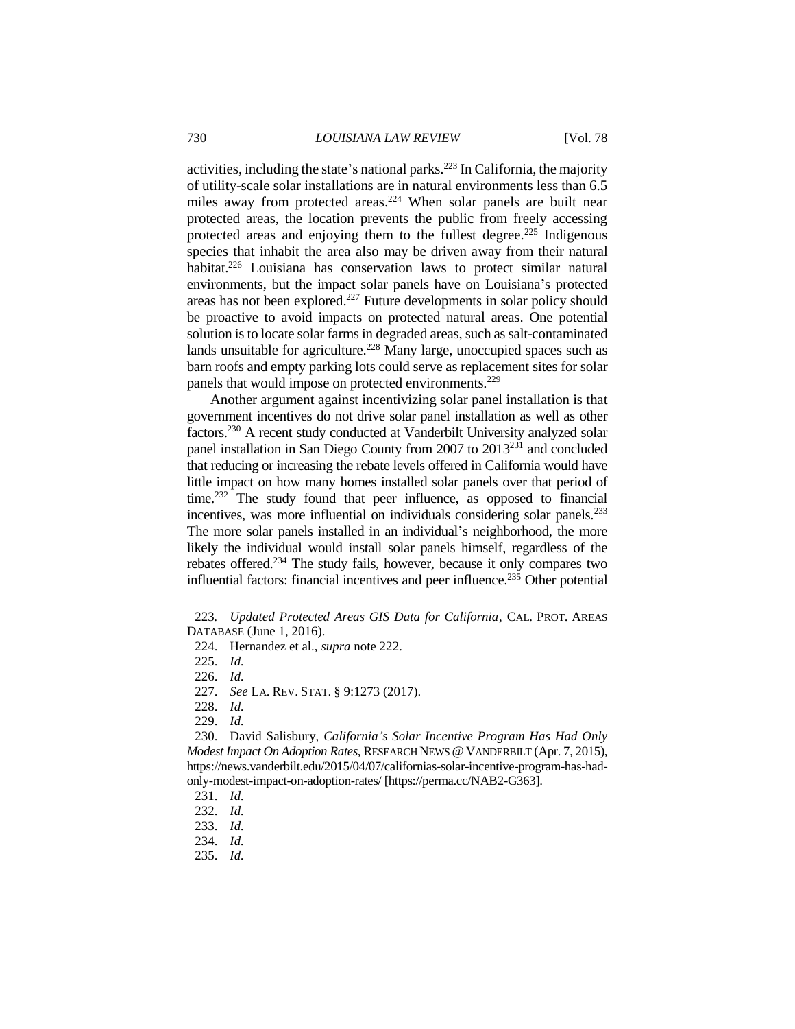activities, including the state's national parks.[223] In California, the majority of utility-scale solar installations are in natural environments less than 6.5 miles away from protected areas.[224] When solar panels are built near protected areas, the location prevents the public from freely accessing protected areas and enjoying them to the fullest degree.[225] Indigenous species that inhabit the area also may be driven away from their natural habitat.[226] Louisiana has conservation laws to protect similar natural environments, but the impact solar panels have on Louisiana's protected areas has not been explored.[227] Future developments in solar policy should be proactive to avoid impacts on protected natural areas. One potential solution is to locate solar farms in degraded areas, such as salt-contaminated lands unsuitable for agriculture.[228] Many large, unoccupied spaces such as barn roofs and empty parking lots could serve as replacement sites for solar panels that would impose on protected environments.[229]

Another argument against incentivizing solar panel installation is that government incentives do not drive solar panel installation as well as other factors.[230] A recent study conducted at Vanderbilt University analyzed solar panel installation in San Diego County from 2007 to 2013[231] and concluded that reducing or increasing the rebate levels offered in California would have little impact on how many homes installed solar panels over that period of time.[232] The study found that peer influence, as opposed to financial incentives, was more influential on individuals considering solar panels.[233] The more solar panels installed in an individual's neighborhood, the more likely the individual would install solar panels himself, regardless of the rebates offered.[234] The study fails, however, because it only compares two influential factors: financial incentives and peer influence.[235] Other potential

---

223. *Updated Protected Areas GIS Data for California*, CAL. PROT. AREAS DATABASE (June 1, 2016).

224. Hernandez et al., *supra* note 222.

225. *Id.*

226. *Id.*

227. *See* LA. REV. STAT. § 9:1273 (2017).

228. *Id.*

229. *Id.*

230. David Salisbury, *California's Solar Incentive Program Has Had Only Modest Impact On Adoption Rates*, RESEARCH NEWS @ VANDERBILT (Apr. 7, 2015), https://news.vanderbilt.edu/2015/04/07/californias-solar-incentive-program-has-had-only-modest-impact-on-adoption-rates/ [https://perma.cc/NAB2-G363].

231. *Id.*

232. *Id.*

233. *Id.*

234. *Id.*

235. *Id.*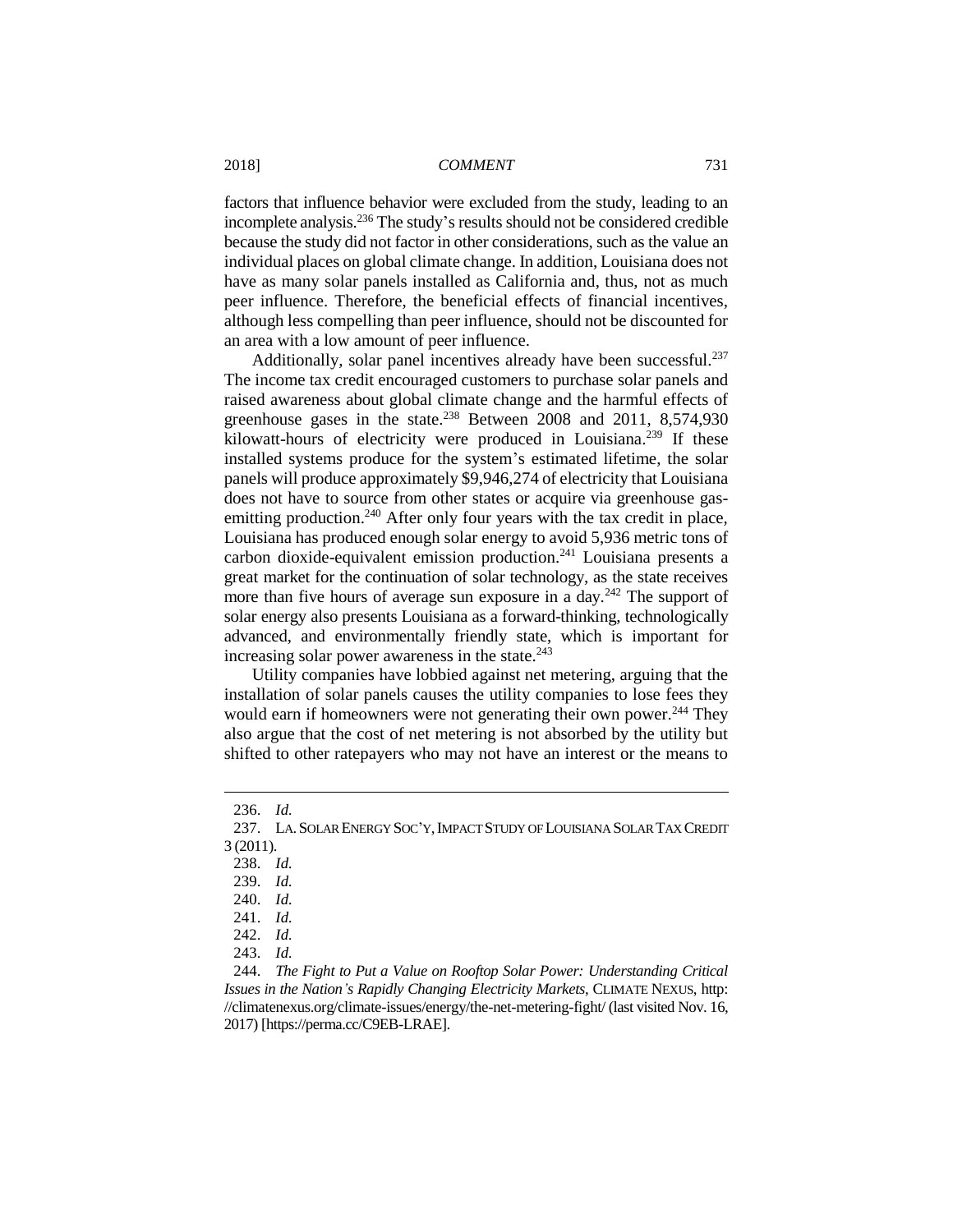factors that influence behavior were excluded from the study, leading to an incomplete analysis.[236] The study's results should not be considered credible because the study did not factor in other considerations, such as the value an individual places on global climate change. In addition, Louisiana does not have as many solar panels installed as California and, thus, not as much peer influence. Therefore, the beneficial effects of financial incentives, although less compelling than peer influence, should not be discounted for an area with a low amount of peer influence.

Additionally, solar panel incentives already have been successful.[237] The income tax credit encouraged customers to purchase solar panels and raised awareness about global climate change and the harmful effects of greenhouse gases in the state.[238] Between 2008 and 2011, 8,574,930 kilowatt-hours of electricity were produced in Louisiana.[239] If these installed systems produce for the system's estimated lifetime, the solar panels will produce approximately $9,946,274 of electricity that Louisiana does not have to source from other states or acquire via greenhouse gas-emitting production.[240] After only four years with the tax credit in place, Louisiana has produced enough solar energy to avoid 5,936 metric tons of carbon dioxide-equivalent emission production.[241] Louisiana presents a great market for the continuation of solar technology, as the state receives more than five hours of average sun exposure in a day.[242] The support of solar energy also presents Louisiana as a forward-thinking, technologically advanced, and environmentally friendly state, which is important for increasing solar power awareness in the state.[243]

Utility companies have lobbied against net metering, arguing that the installation of solar panels causes the utility companies to lose fees they would earn if homeowners were not generating their own power.[244] They also argue that the cost of net metering is not absorbed by the utility but shifted to other ratepayers who may not have an interest or the means to

---

236. *Id.*

237. LA. SOLAR ENERGY SOC'Y, IMPACT STUDY OF LOUISIANA SOLAR TAX CREDIT 3 (2011).

238. *Id.*

239. *Id.*

240. *Id.*

241. *Id.*

242. *Id.*

243. *Id.*

244. *The Fight to Put a Value on Rooftop Solar Power: Understanding Critical Issues in the Nation's Rapidly Changing Electricity Markets*, CLIMATE NEXUS, http://climatenexus.org/climate-issues/energy/the-net-metering-fight/ (last visited Nov. 16, 2017) [https://perma.cc/C9EB-LRAE].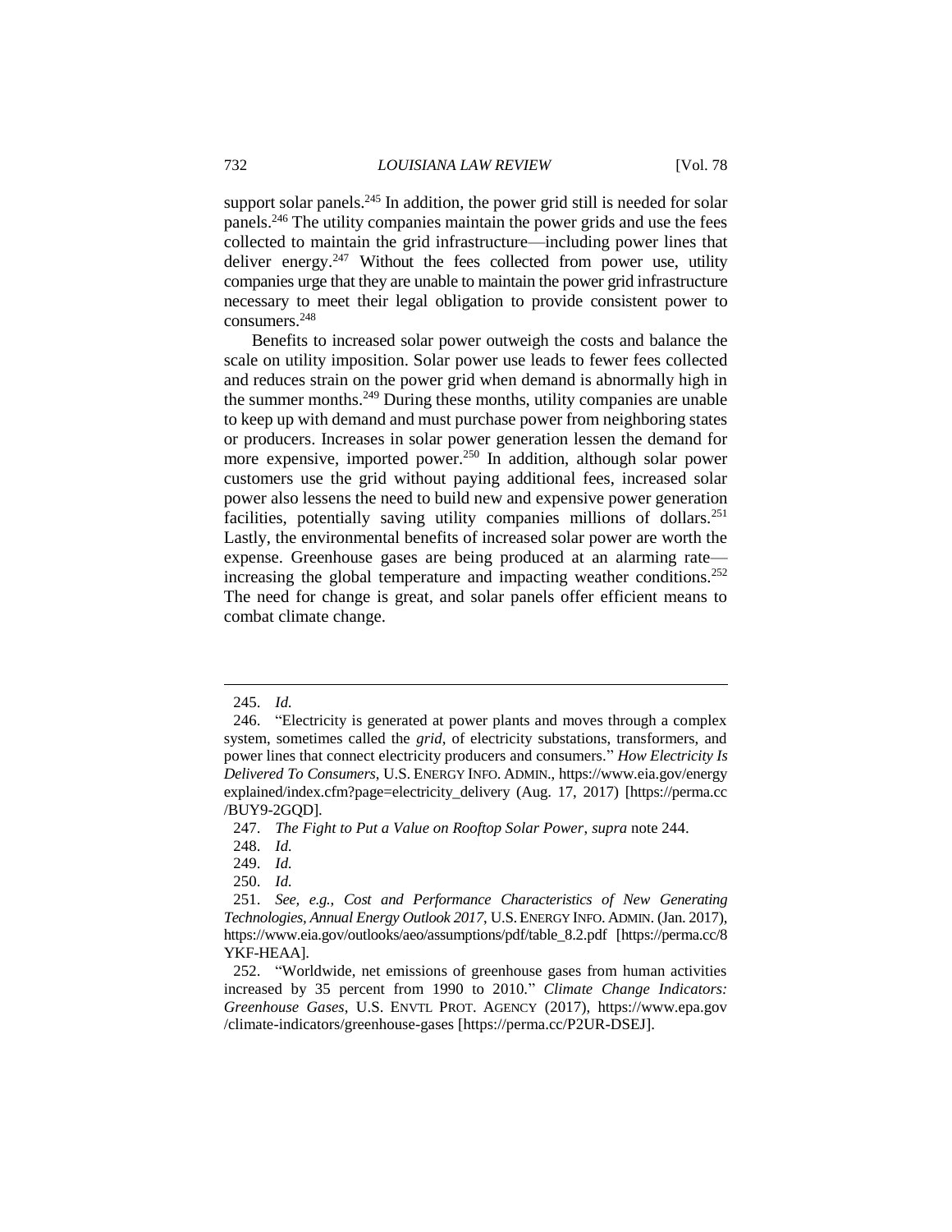support solar panels.[245] In addition, the power grid still is needed for solar panels.[246] The utility companies maintain the power grids and use the fees collected to maintain the grid infrastructure—including power lines that deliver energy.[247] Without the fees collected from power use, utility companies urge that they are unable to maintain the power grid infrastructure necessary to meet their legal obligation to provide consistent power to consumers.[248]

Benefits to increased solar power outweigh the costs and balance the scale on utility imposition. Solar power use leads to fewer fees collected and reduces strain on the power grid when demand is abnormally high in the summer months.[249] During these months, utility companies are unable to keep up with demand and must purchase power from neighboring states or producers. Increases in solar power generation lessen the demand for more expensive, imported power.[250] In addition, although solar power customers use the grid without paying additional fees, increased solar power also lessens the need to build new and expensive power generation facilities, potentially saving utility companies millions of dollars.[251] Lastly, the environmental benefits of increased solar power are worth the expense. Greenhouse gases are being produced at an alarming rate—increasing the global temperature and impacting weather conditions.[252] The need for change is great, and solar panels offer efficient means to combat climate change.

---

245. *Id.*

246. "Electricity is generated at power plants and moves through a complex system, sometimes called the *grid*, of electricity substations, transformers, and power lines that connect electricity producers and consumers." *How Electricity Is Delivered To Consumers*, U.S. ENERGY INFO. ADMIN., https://www.eia.gov/energyexplained/index.cfm?page=electricity_delivery (Aug. 17, 2017) [https://perma.cc/BUY9-2GQD].

247. *The Fight to Put a Value on Rooftop Solar Power*, *supra* note 244.

248. *Id.*

249. *Id.*

250. *Id.*

251. *See, e.g.*, *Cost and Performance Characteristics of New Generating Technologies, Annual Energy Outlook 2017*, U.S. ENERGY INFO. ADMIN. (Jan. 2017), https://www.eia.gov/outlooks/aeo/assumptions/pdf/table_8.2.pdf [https://perma.cc/8YKF-HEAA].

252. "Worldwide, net emissions of greenhouse gases from human activities increased by 35 percent from 1990 to 2010." *Climate Change Indicators: Greenhouse Gases*, U.S. ENVTL PROT. AGENCY (2017), https://www.epa.gov/climate-indicators/greenhouse-gases [https://perma.cc/P2UR-DSEJ].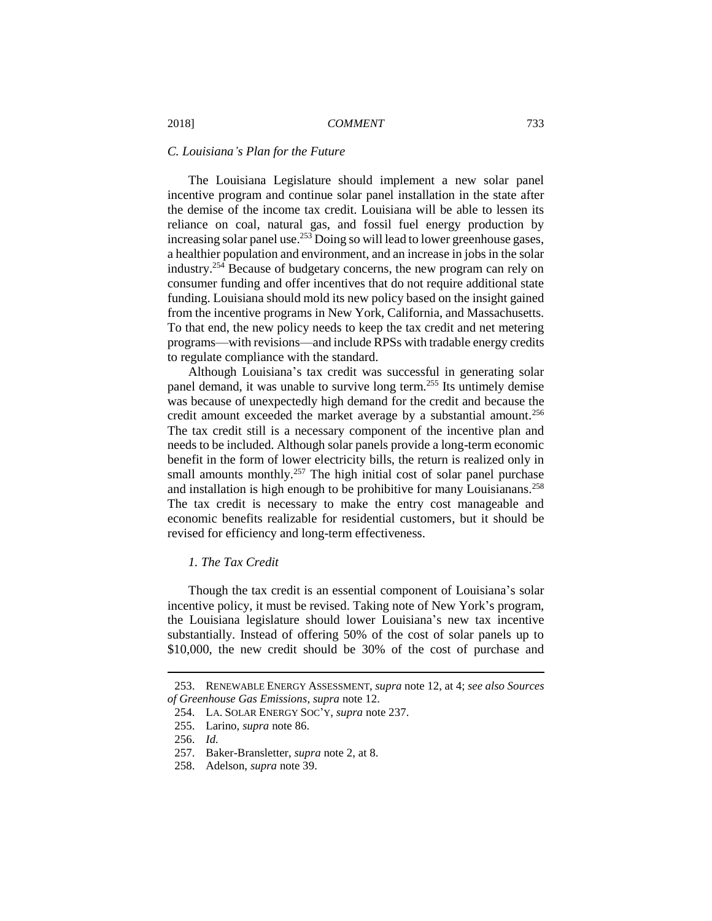### *C. Louisiana's Plan for the Future*

The Louisiana Legislature should implement a new solar panel incentive program and continue solar panel installation in the state after the demise of the income tax credit. Louisiana will be able to lessen its reliance on coal, natural gas, and fossil fuel energy production by increasing solar panel use.[253] Doing so will lead to lower greenhouse gases, a healthier population and environment, and an increase in jobs in the solar industry.[254] Because of budgetary concerns, the new program can rely on consumer funding and offer incentives that do not require additional state funding. Louisiana should mold its new policy based on the insight gained from the incentive programs in New York, California, and Massachusetts. To that end, the new policy needs to keep the tax credit and net metering programs—with revisions—and include RPSs with tradable energy credits to regulate compliance with the standard.

Although Louisiana's tax credit was successful in generating solar panel demand, it was unable to survive long term.[255] Its untimely demise was because of unexpectedly high demand for the credit and because the credit amount exceeded the market average by a substantial amount.[256] The tax credit still is a necessary component of the incentive plan and needs to be included. Although solar panels provide a long-term economic benefit in the form of lower electricity bills, the return is realized only in small amounts monthly.[257] The high initial cost of solar panel purchase and installation is high enough to be prohibitive for many Louisianans.[258] The tax credit is necessary to make the entry cost manageable and economic benefits realizable for residential customers, but it should be revised for efficiency and long-term effectiveness.

#### *1. The Tax Credit*

Though the tax credit is an essential component of Louisiana's solar incentive policy, it must be revised. Taking note of New York's program, the Louisiana legislature should lower Louisiana's new tax incentive substantially. Instead of offering 50% of the cost of solar panels up to $10,000, the new credit should be 30% of the cost of purchase and

---

253. RENEWABLE ENERGY ASSESSMENT, *supra* note 12, at 4; *see also Sources of Greenhouse Gas Emissions*, *supra* note 12.

254. LA. SOLAR ENERGY SOC'Y, *supra* note 237.

255. Larino, *supra* note 86.

256. *Id.*

257. Baker-Bransletter, *supra* note 2, at 8.

258. Adelson, *supra* note 39.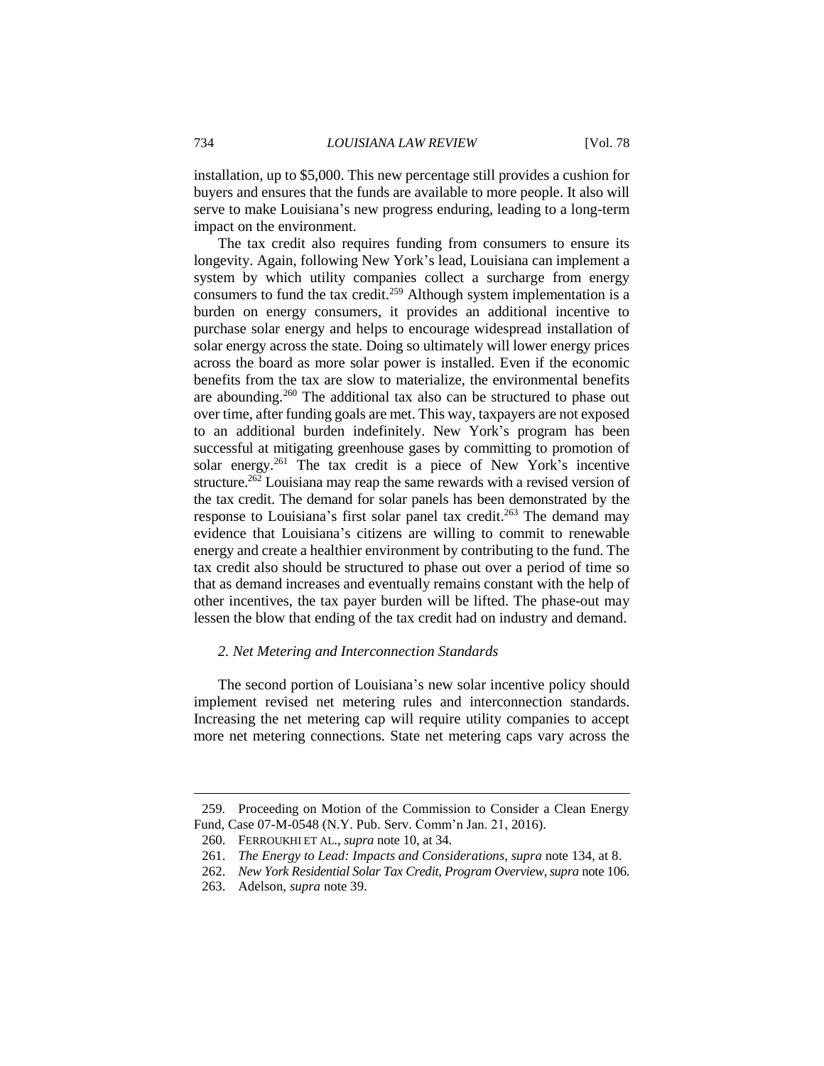installation, up to $5,000. This new percentage still provides a cushion for buyers and ensures that the funds are available to more people. It also will serve to make Louisiana's new progress enduring, leading to a long-term impact on the environment.

The tax credit also requires funding from consumers to ensure its longevity. Again, following New York's lead, Louisiana can implement a system by which utility companies collect a surcharge from energy consumers to fund the tax credit.[259] Although system implementation is a burden on energy consumers, it provides an additional incentive to purchase solar energy and helps to encourage widespread installation of solar energy across the state. Doing so ultimately will lower energy prices across the board as more solar power is installed. Even if the economic benefits from the tax are slow to materialize, the environmental benefits are abounding.[260] The additional tax also can be structured to phase out over time, after funding goals are met. This way, taxpayers are not exposed to an additional burden indefinitely. New York's program has been successful at mitigating greenhouse gases by committing to promotion of solar energy.[261] The tax credit is a piece of New York's incentive structure.[262] Louisiana may reap the same rewards with a revised version of the tax credit. The demand for solar panels has been demonstrated by the response to Louisiana's first solar panel tax credit.[263] The demand may evidence that Louisiana's citizens are willing to commit to renewable energy and create a healthier environment by contributing to the fund. The tax credit also should be structured to phase out over a period of time so that as demand increases and eventually remains constant with the help of other incentives, the tax payer burden will be lifted. The phase-out may lessen the blow that ending of the tax credit had on industry and demand.

### *2. Net Metering and Interconnection Standards*

The second portion of Louisiana's new solar incentive policy should implement revised net metering rules and interconnection standards. Increasing the net metering cap will require utility companies to accept more net metering connections. State net metering caps vary across the

---

259. Proceeding on Motion of the Commission to Consider a Clean Energy Fund, Case 07-M-0548 (N.Y. Pub. Serv. Comm'n Jan. 21, 2016).

260. FERROUKHI ET AL., *supra* note 10, at 34.

261. *The Energy to Lead: Impacts and Considerations*, *supra* note 134, at 8.

262. *New York Residential Solar Tax Credit, Program Overview*, *supra* note 106.

263. Adelson, *supra* note 39.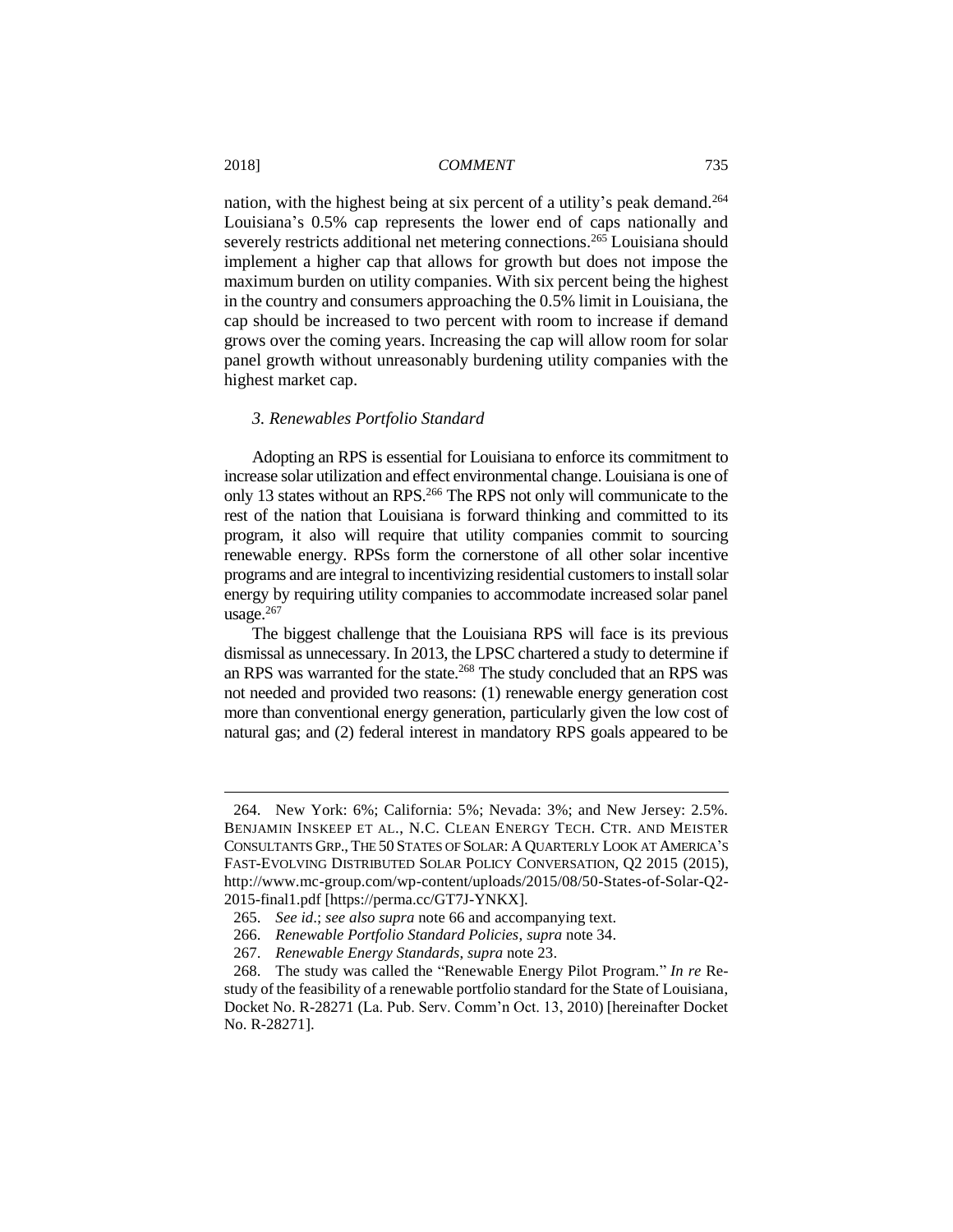nation, with the highest being at six percent of a utility's peak demand.[264] Louisiana's 0.5% cap represents the lower end of caps nationally and severely restricts additional net metering connections.[265] Louisiana should implement a higher cap that allows for growth but does not impose the maximum burden on utility companies. With six percent being the highest in the country and consumers approaching the 0.5% limit in Louisiana, the cap should be increased to two percent with room to increase if demand grows over the coming years. Increasing the cap will allow room for solar panel growth without unreasonably burdening utility companies with the highest market cap.

### *3. Renewables Portfolio Standard*

Adopting an RPS is essential for Louisiana to enforce its commitment to increase solar utilization and effect environmental change. Louisiana is one of only 13 states without an RPS.[266] The RPS not only will communicate to the rest of the nation that Louisiana is forward thinking and committed to its program, it also will require that utility companies commit to sourcing renewable energy. RPSs form the cornerstone of all other solar incentive programs and are integral to incentivizing residential customers to install solar energy by requiring utility companies to accommodate increased solar panel usage.[267]

The biggest challenge that the Louisiana RPS will face is its previous dismissal as unnecessary. In 2013, the LPSC chartered a study to determine if an RPS was warranted for the state.[268] The study concluded that an RPS was not needed and provided two reasons: (1) renewable energy generation cost more than conventional energy generation, particularly given the low cost of natural gas; and (2) federal interest in mandatory RPS goals appeared to be

---

264. New York: 6%; California: 5%; Nevada: 3%; and New Jersey: 2.5%. BENJAMIN INSKEEP ET AL., N.C. CLEAN ENERGY TECH. CTR. AND MEISTER CONSULTANTS GRP., THE 50 STATES OF SOLAR: A QUARTERLY LOOK AT AMERICA'S FAST-EVOLVING DISTRIBUTED SOLAR POLICY CONVERSATION, Q2 2015 (2015), http://www.mc-group.com/wp-content/uploads/2015/08/50-States-of-Solar-Q2-2015-final1.pdf [https://perma.cc/GT7J-YNKX].

265. *See id*.; *see also supra* note 66 and accompanying text.

266. *Renewable Portfolio Standard Policies*, *supra* note 34.

267. *Renewable Energy Standards*, *supra* note 23.

268. The study was called the "Renewable Energy Pilot Program." *In re* Restudy of the feasibility of a renewable portfolio standard for the State of Louisiana, Docket No. R-28271 (La. Pub. Serv. Comm'n Oct. 13, 2010) [hereinafter Docket No. R-28271].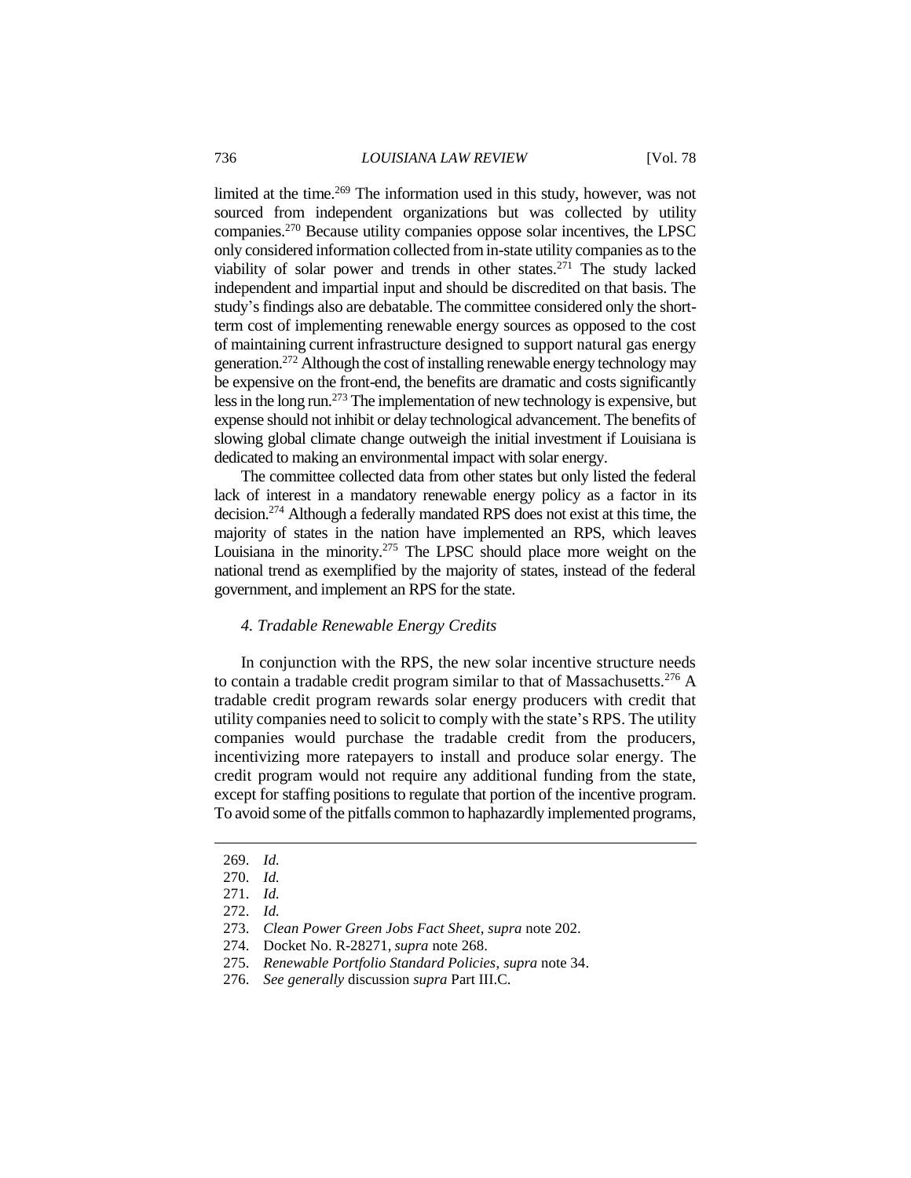limited at the time.[269] The information used in this study, however, was not sourced from independent organizations but was collected by utility companies.[270] Because utility companies oppose solar incentives, the LPSC only considered information collected from in-state utility companies as to the viability of solar power and trends in other states.[271] The study lacked independent and impartial input and should be discredited on that basis. The study's findings also are debatable. The committee considered only the short-term cost of implementing renewable energy sources as opposed to the cost of maintaining current infrastructure designed to support natural gas energy generation.[272] Although the cost of installing renewable energy technology may be expensive on the front-end, the benefits are dramatic and costs significantly less in the long run.[273] The implementation of new technology is expensive, but expense should not inhibit or delay technological advancement. The benefits of slowing global climate change outweigh the initial investment if Louisiana is dedicated to making an environmental impact with solar energy.

The committee collected data from other states but only listed the federal lack of interest in a mandatory renewable energy policy as a factor in its decision.[274] Although a federally mandated RPS does not exist at this time, the majority of states in the nation have implemented an RPS, which leaves Louisiana in the minority.[275] The LPSC should place more weight on the national trend as exemplified by the majority of states, instead of the federal government, and implement an RPS for the state.

#### *4. Tradable Renewable Energy Credits*

In conjunction with the RPS, the new solar incentive structure needs to contain a tradable credit program similar to that of Massachusetts.[276] A tradable credit program rewards solar energy producers with credit that utility companies need to solicit to comply with the state's RPS. The utility companies would purchase the tradable credit from the producers, incentivizing more ratepayers to install and produce solar energy. The credit program would not require any additional funding from the state, except for staffing positions to regulate that portion of the incentive program. To avoid some of the pitfalls common to haphazardly implemented programs,

---

269. *Id.*

270. *Id.*

271. *Id.*

272. *Id.*

273. *Clean Power Green Jobs Fact Sheet*, *supra* note 202.

274. Docket No. R-28271, *supra* note 268.

275. *Renewable Portfolio Standard Policies*, *supra* note 34.

276. *See generally* discussion *supra* Part III.C.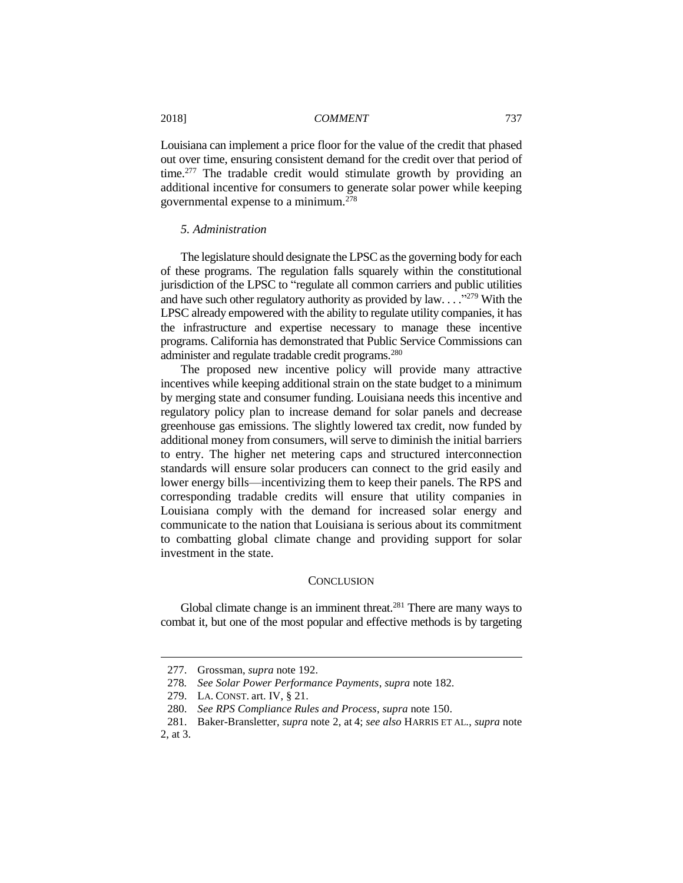Louisiana can implement a price floor for the value of the credit that phased out over time, ensuring consistent demand for the credit over that period of time.[277] The tradable credit would stimulate growth by providing an additional incentive for consumers to generate solar power while keeping governmental expense to a minimum.[278]

### *5. Administration*

The legislature should designate the LPSC as the governing body for each of these programs. The regulation falls squarely within the constitutional jurisdiction of the LPSC to "regulate all common carriers and public utilities and have such other regulatory authority as provided by law. . . ."[279] With the LPSC already empowered with the ability to regulate utility companies, it has the infrastructure and expertise necessary to manage these incentive programs. California has demonstrated that Public Service Commissions can administer and regulate tradable credit programs.[280]

The proposed new incentive policy will provide many attractive incentives while keeping additional strain on the state budget to a minimum by merging state and consumer funding. Louisiana needs this incentive and regulatory policy plan to increase demand for solar panels and decrease greenhouse gas emissions. The slightly lowered tax credit, now funded by additional money from consumers, will serve to diminish the initial barriers to entry. The higher net metering caps and structured interconnection standards will ensure solar producers can connect to the grid easily and lower energy bills—incentivizing them to keep their panels. The RPS and corresponding tradable credits will ensure that utility companies in Louisiana comply with the demand for increased solar energy and communicate to the nation that Louisiana is serious about its commitment to combatting global climate change and providing support for solar investment in the state.

## CONCLUSION

Global climate change is an imminent threat.[281] There are many ways to combat it, but one of the most popular and effective methods is by targeting

---

277. Grossman, *supra* note 192.

278. *See Solar Power Performance Payments*, *supra* note 182.

279. LA. CONST. art. IV, § 21.

280. *See RPS Compliance Rules and Process*, *supra* note 150.

281. Baker-Bransletter, *supra* note 2, at 4; *see also* HARRIS ET AL., *supra* note 2, at 3.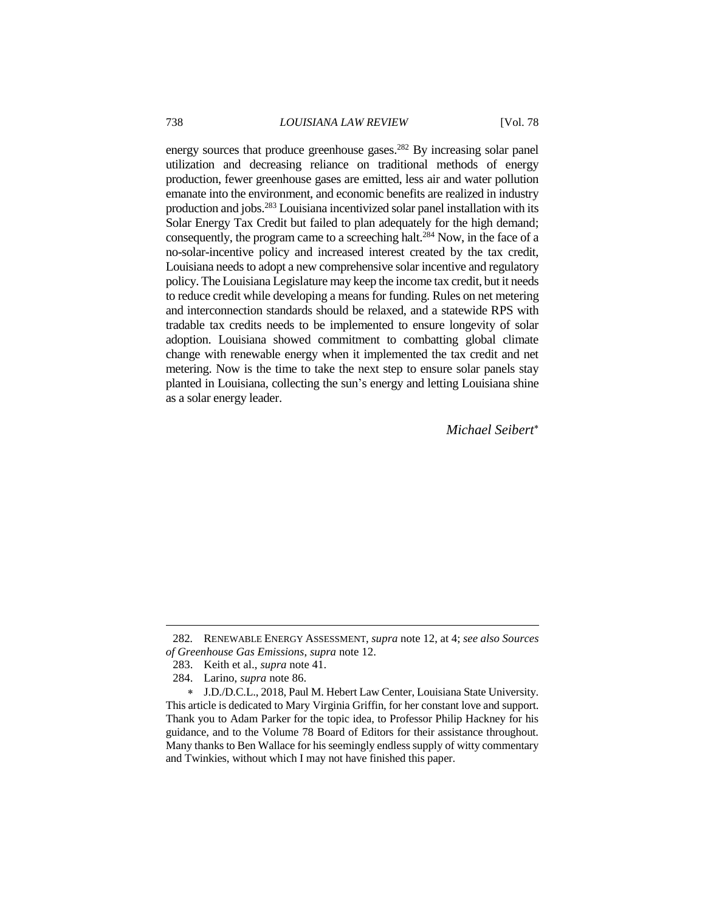energy sources that produce greenhouse gases.[282] By increasing solar panel utilization and decreasing reliance on traditional methods of energy production, fewer greenhouse gases are emitted, less air and water pollution emanate into the environment, and economic benefits are realized in industry production and jobs.[283] Louisiana incentivized solar panel installation with its Solar Energy Tax Credit but failed to plan adequately for the high demand; consequently, the program came to a screeching halt.[284] Now, in the face of a no-solar-incentive policy and increased interest created by the tax credit, Louisiana needs to adopt a new comprehensive solar incentive and regulatory policy. The Louisiana Legislature may keep the income tax credit, but it needs to reduce credit while developing a means for funding. Rules on net metering and interconnection standards should be relaxed, and a statewide RPS with tradable tax credits needs to be implemented to ensure longevity of solar adoption. Louisiana showed commitment to combatting global climate change with renewable energy when it implemented the tax credit and net metering. Now is the time to take the next step to ensure solar panels stay planted in Louisiana, collecting the sun's energy and letting Louisiana shine as a solar energy leader.

*Michael Seibert*[*]

---

282. RENEWABLE ENERGY ASSESSMENT, *supra* note 12, at 4; *see also Sources of Greenhouse Gas Emissions*, *supra* note 12.

283. Keith et al., *supra* note 41.

284. Larino, *supra* note 86.

\* J.D./D.C.L., 2018, Paul M. Hebert Law Center, Louisiana State University. This article is dedicated to Mary Virginia Griffin, for her constant love and support. Thank you to Adam Parker for the topic idea, to Professor Philip Hackney for his guidance, and to the Volume 78 Board of Editors for their assistance throughout. Many thanks to Ben Wallace for his seemingly endless supply of witty commentary and Twinkies, without which I may not have finished this paper.